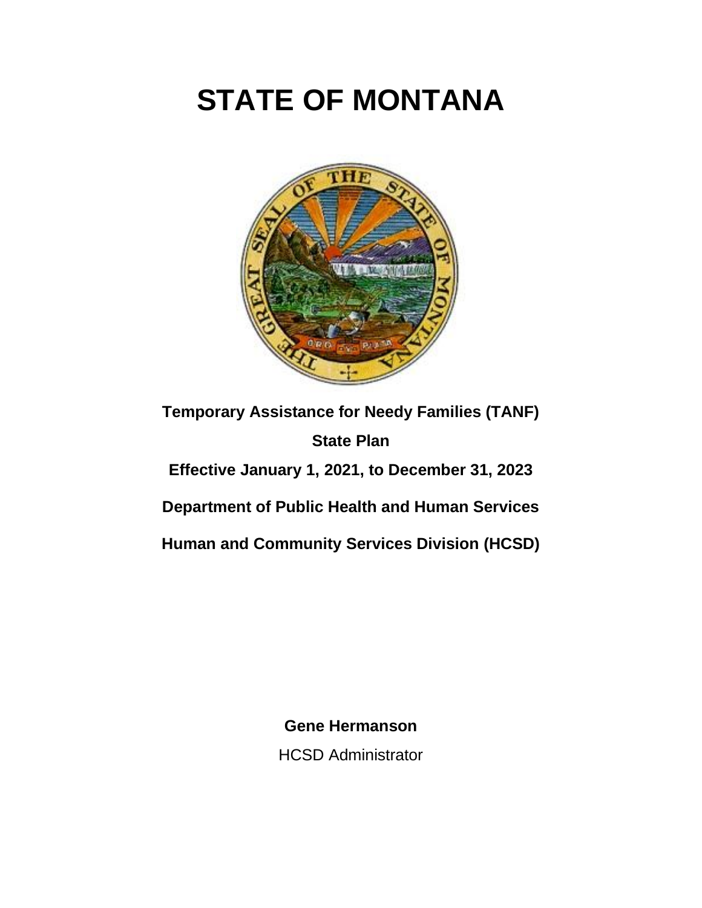# STATE OF MONTANA

**Temporary Assistance for Needy Families (TANF)**

**State Plan**

**Effective January 1, 2021, to December 31, 2023**

**Department of Public Health and Human Services**

**Human and Community Services Division (HCSD)**

**Gene Hermanson**

HCSD Administrator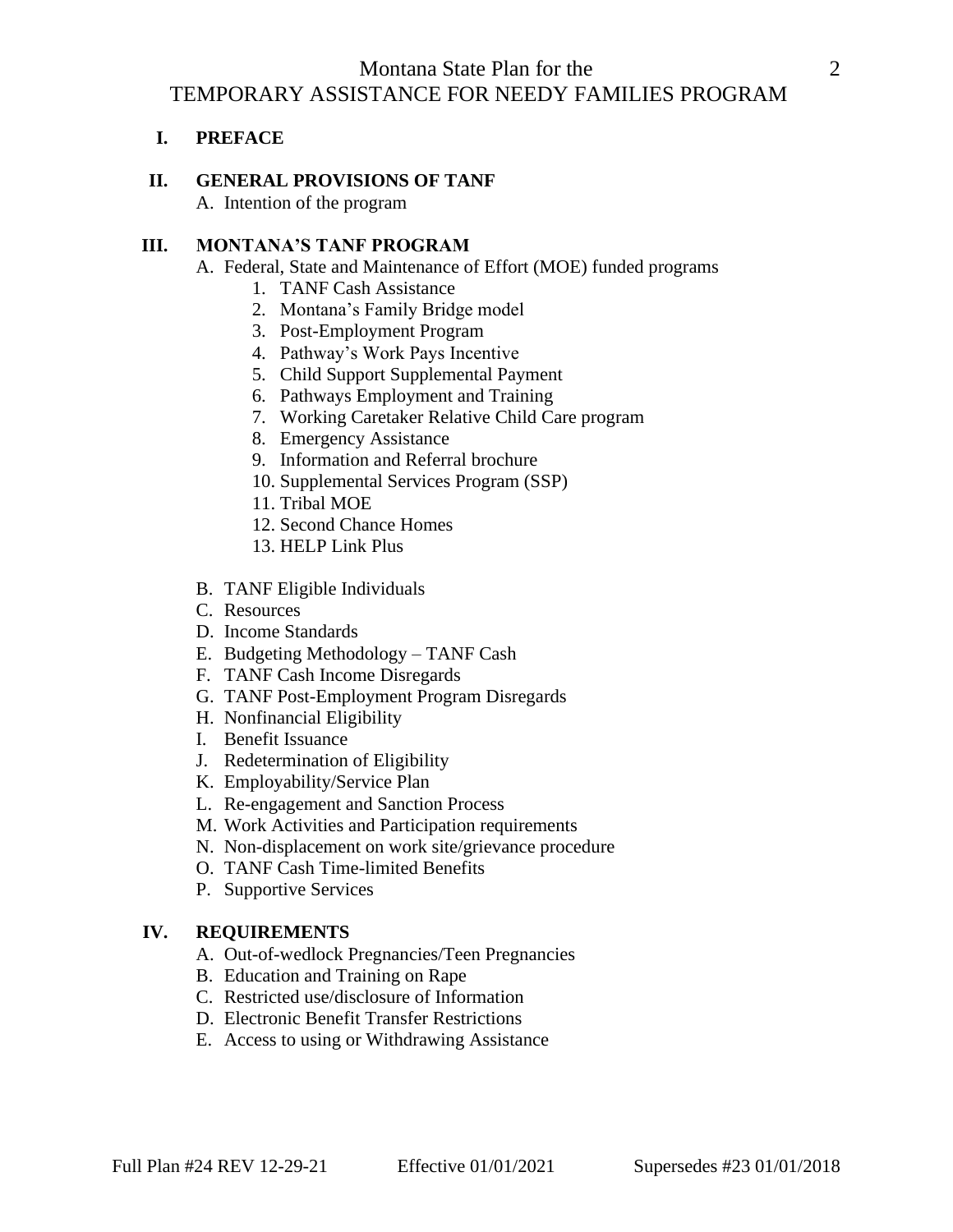Montana State Plan for the
TEMPORARY ASSISTANCE FOR NEEDY FAMILIES PROGRAM

**I. PREFACE**

**II. GENERAL PROVISIONS OF TANF**

A. Intention of the program

**III. MONTANA'S TANF PROGRAM**

A. Federal, State and Maintenance of Effort (MOE) funded programs
   1. TANF Cash Assistance
   2. Montana's Family Bridge model
   3. Post-Employment Program
   4. Pathway's Work Pays Incentive
   5. Child Support Supplemental Payment
   6. Pathways Employment and Training
   7. Working Caretaker Relative Child Care program
   8. Emergency Assistance
   9. Information and Referral brochure
   10. Supplemental Services Program (SSP)
   11. Tribal MOE
   12. Second Chance Homes
   13. HELP Link Plus

B. TANF Eligible Individuals

C. Resources

D. Income Standards

E. Budgeting Methodology – TANF Cash

F. TANF Cash Income Disregards

G. TANF Post-Employment Program Disregards

H. Nonfinancial Eligibility

I. Benefit Issuance

J. Redetermination of Eligibility

K. Employability/Service Plan

L. Re-engagement and Sanction Process

M. Work Activities and Participation requirements

N. Non-displacement on work site/grievance procedure

O. TANF Cash Time-limited Benefits

P. Supportive Services

**IV. REQUIREMENTS**

A. Out-of-wedlock Pregnancies/Teen Pregnancies

B. Education and Training on Rape

C. Restricted use/disclosure of Information

D. Electronic Benefit Transfer Restrictions

E. Access to using or Withdrawing Assistance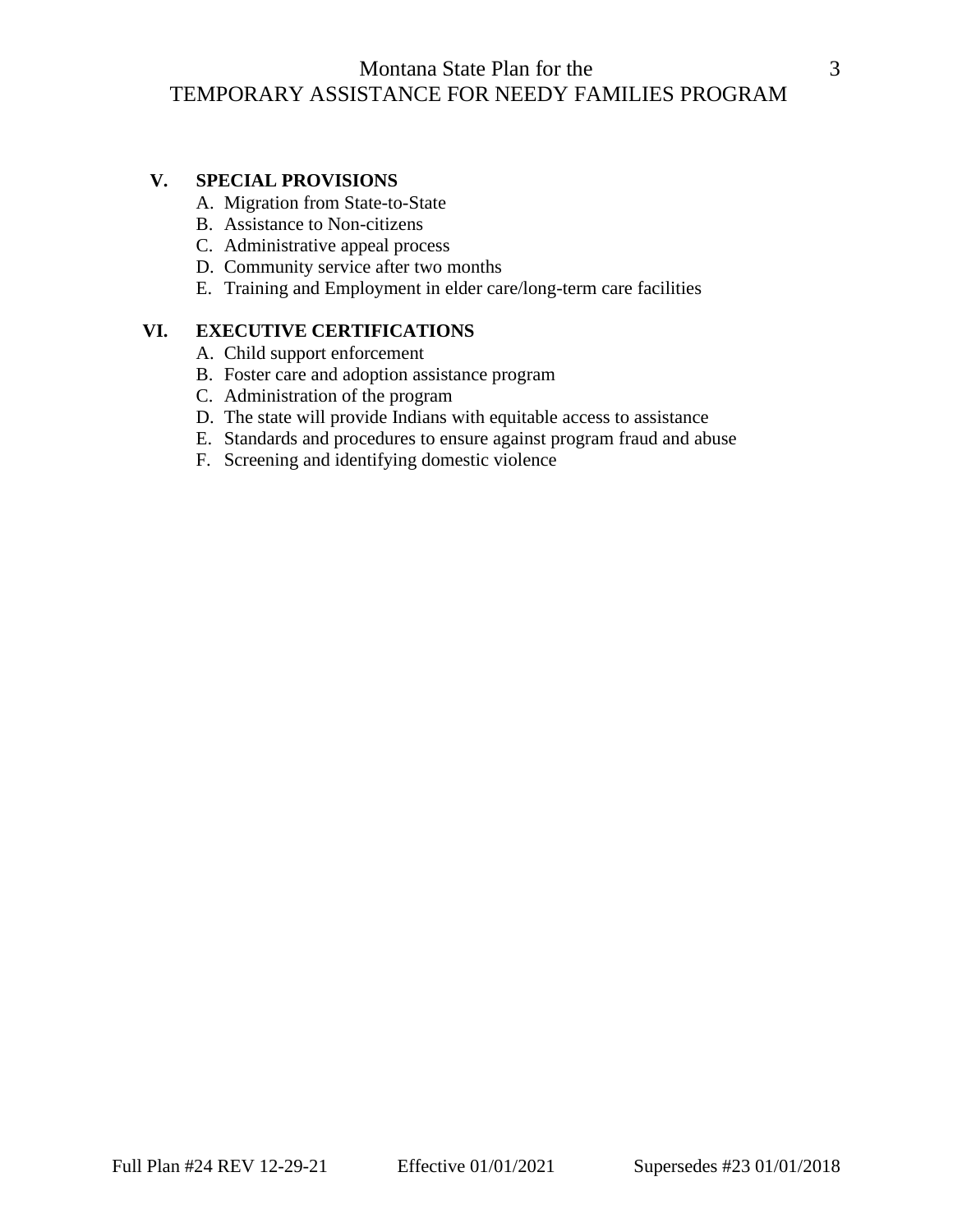**V. SPECIAL PROVISIONS**

A. Migration from State-to-State
B. Assistance to Non-citizens
C. Administrative appeal process
D. Community service after two months
E. Training and Employment in elder care/long-term care facilities

**VI. EXECUTIVE CERTIFICATIONS**

A. Child support enforcement
B. Foster care and adoption assistance program
C. Administration of the program
D. The state will provide Indians with equitable access to assistance
E. Standards and procedures to ensure against program fraud and abuse
F. Screening and identifying domestic violence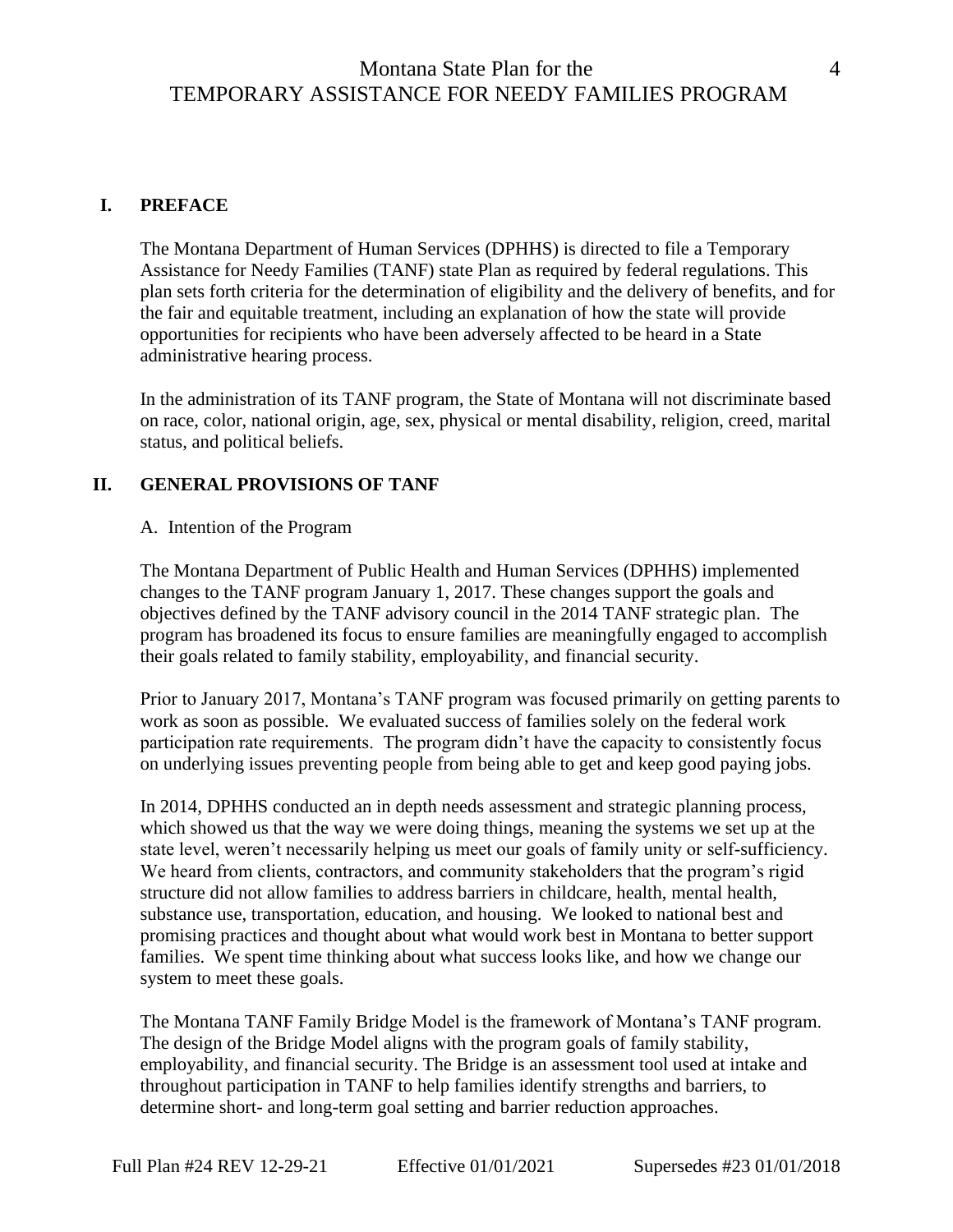## I. PREFACE

The Montana Department of Human Services (DPHHS) is directed to file a Temporary Assistance for Needy Families (TANF) state Plan as required by federal regulations. This plan sets forth criteria for the determination of eligibility and the delivery of benefits, and for the fair and equitable treatment, including an explanation of how the state will provide opportunities for recipients who have been adversely affected to be heard in a State administrative hearing process.

In the administration of its TANF program, the State of Montana will not discriminate based on race, color, national origin, age, sex, physical or mental disability, religion, creed, marital status, and political beliefs.

## II. GENERAL PROVISIONS OF TANF

### A. Intention of the Program

The Montana Department of Public Health and Human Services (DPHHS) implemented changes to the TANF program January 1, 2017. These changes support the goals and objectives defined by the TANF advisory council in the 2014 TANF strategic plan. The program has broadened its focus to ensure families are meaningfully engaged to accomplish their goals related to family stability, employability, and financial security.

Prior to January 2017, Montana's TANF program was focused primarily on getting parents to work as soon as possible. We evaluated success of families solely on the federal work participation rate requirements. The program didn't have the capacity to consistently focus on underlying issues preventing people from being able to get and keep good paying jobs.

In 2014, DPHHS conducted an in depth needs assessment and strategic planning process, which showed us that the way we were doing things, meaning the systems we set up at the state level, weren't necessarily helping us meet our goals of family unity or self-sufficiency. We heard from clients, contractors, and community stakeholders that the program's rigid structure did not allow families to address barriers in childcare, health, mental health, substance use, transportation, education, and housing. We looked to national best and promising practices and thought about what would work best in Montana to better support families. We spent time thinking about what success looks like, and how we change our system to meet these goals.

The Montana TANF Family Bridge Model is the framework of Montana's TANF program. The design of the Bridge Model aligns with the program goals of family stability, employability, and financial security. The Bridge is an assessment tool used at intake and throughout participation in TANF to help families identify strengths and barriers, to determine short- and long-term goal setting and barrier reduction approaches.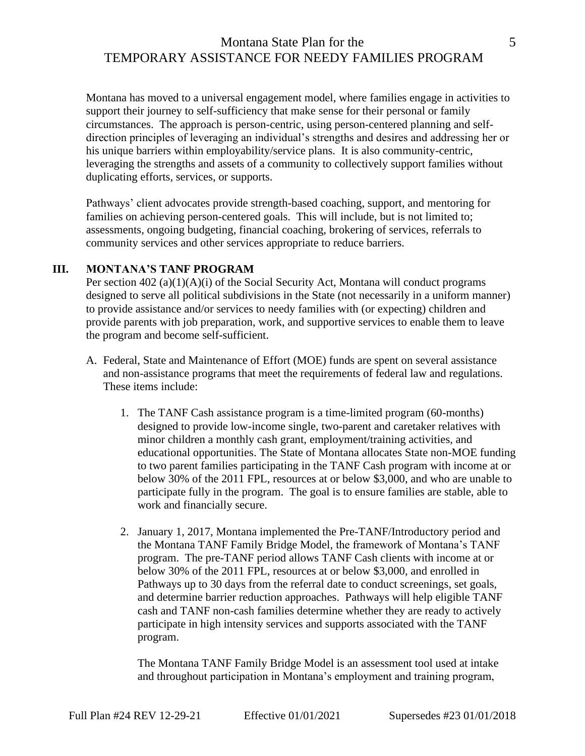Montana has moved to a universal engagement model, where families engage in activities to support their journey to self-sufficiency that make sense for their personal or family circumstances. The approach is person-centric, using person-centered planning and self-direction principles of leveraging an individual's strengths and desires and addressing her or his unique barriers within employability/service plans. It is also community-centric, leveraging the strengths and assets of a community to collectively support families without duplicating efforts, services, or supports.

Pathways' client advocates provide strength-based coaching, support, and mentoring for families on achieving person-centered goals. This will include, but is not limited to; assessments, ongoing budgeting, financial coaching, brokering of services, referrals to community services and other services appropriate to reduce barriers.

## III. MONTANA'S TANF PROGRAM

Per section 402 (a)(1)(A)(i) of the Social Security Act, Montana will conduct programs designed to serve all political subdivisions in the State (not necessarily in a uniform manner) to provide assistance and/or services to needy families with (or expecting) children and provide parents with job preparation, work, and supportive services to enable them to leave the program and become self-sufficient.

A. Federal, State and Maintenance of Effort (MOE) funds are spent on several assistance and non-assistance programs that meet the requirements of federal law and regulations. These items include:

   1. The TANF Cash assistance program is a time-limited program (60-months) designed to provide low-income single, two-parent and caretaker relatives with minor children a monthly cash grant, employment/training activities, and educational opportunities. The State of Montana allocates State non-MOE funding to two parent families participating in the TANF Cash program with income at or below 30% of the 2011 FPL, resources at or below $3,000, and who are unable to participate fully in the program. The goal is to ensure families are stable, able to work and financially secure.

   2. January 1, 2017, Montana implemented the Pre-TANF/Introductory period and the Montana TANF Family Bridge Model, the framework of Montana's TANF program. The pre-TANF period allows TANF Cash clients with income at or below 30% of the 2011 FPL, resources at or below $3,000, and enrolled in Pathways up to 30 days from the referral date to conduct screenings, set goals, and determine barrier reduction approaches. Pathways will help eligible TANF cash and TANF non-cash families determine whether they are ready to actively participate in high intensity services and supports associated with the TANF program.

      The Montana TANF Family Bridge Model is an assessment tool used at intake and throughout participation in Montana's employment and training program,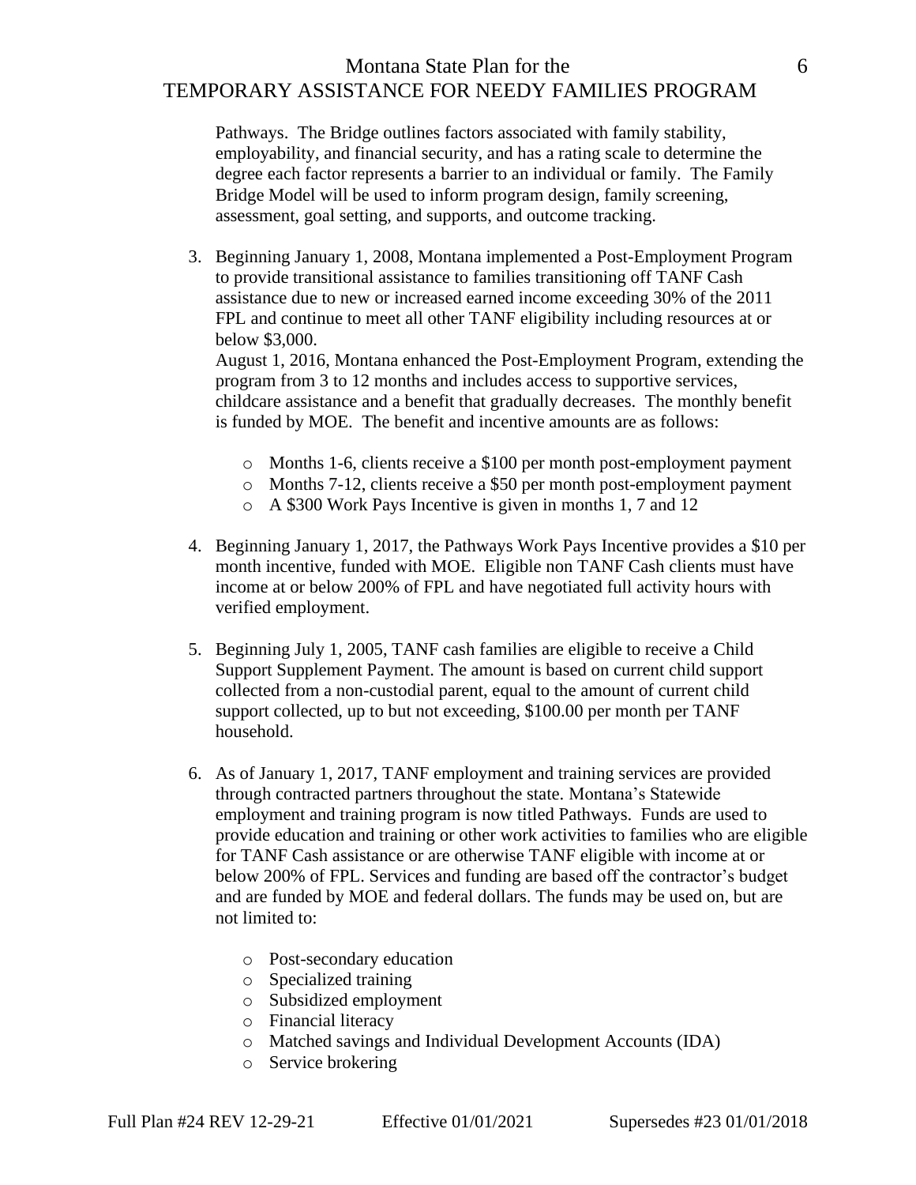Pathways. The Bridge outlines factors associated with family stability, employability, and financial security, and has a rating scale to determine the degree each factor represents a barrier to an individual or family. The Family Bridge Model will be used to inform program design, family screening, assessment, goal setting, and supports, and outcome tracking.

3. Beginning January 1, 2008, Montana implemented a Post-Employment Program to provide transitional assistance to families transitioning off TANF Cash assistance due to new or increased earned income exceeding 30% of the 2011 FPL and continue to meet all other TANF eligibility including resources at or below $3,000.
   August 1, 2016, Montana enhanced the Post-Employment Program, extending the program from 3 to 12 months and includes access to supportive services, childcare assistance and a benefit that gradually decreases. The monthly benefit is funded by MOE. The benefit and incentive amounts are as follows:

   - Months 1-6, clients receive a $100 per month post-employment payment
   - Months 7-12, clients receive a $50 per month post-employment payment
   - A $300 Work Pays Incentive is given in months 1, 7 and 12

4. Beginning January 1, 2017, the Pathways Work Pays Incentive provides a $10 per month incentive, funded with MOE. Eligible non TANF Cash clients must have income at or below 200% of FPL and have negotiated full activity hours with verified employment.

5. Beginning July 1, 2005, TANF cash families are eligible to receive a Child Support Supplement Payment. The amount is based on current child support collected from a non-custodial parent, equal to the amount of current child support collected, up to but not exceeding, $100.00 per month per TANF household.

6. As of January 1, 2017, TANF employment and training services are provided through contracted partners throughout the state. Montana's Statewide employment and training program is now titled Pathways. Funds are used to provide education and training or other work activities to families who are eligible for TANF Cash assistance or are otherwise TANF eligible with income at or below 200% of FPL. Services and funding are based off the contractor's budget and are funded by MOE and federal dollars. The funds may be used on, but are not limited to:

   - Post-secondary education
   - Specialized training
   - Subsidized employment
   - Financial literacy
   - Matched savings and Individual Development Accounts (IDA)
   - Service brokering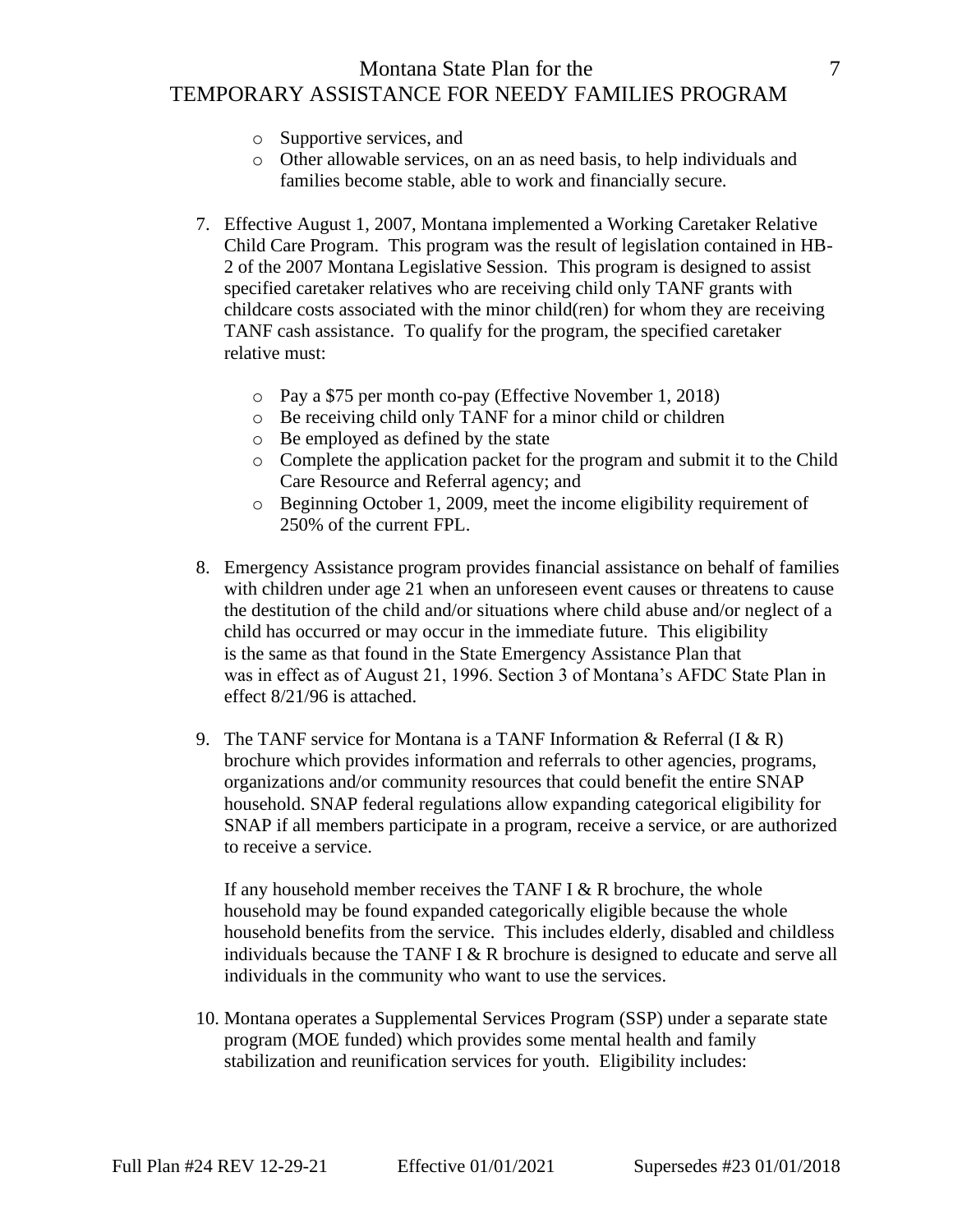- Supportive services, and
  - Other allowable services, on an as need basis, to help individuals and families become stable, able to work and financially secure.

7. Effective August 1, 2007, Montana implemented a Working Caretaker Relative Child Care Program. This program was the result of legislation contained in HB-2 of the 2007 Montana Legislative Session. This program is designed to assist specified caretaker relatives who are receiving child only TANF grants with childcare costs associated with the minor child(ren) for whom they are receiving TANF cash assistance. To qualify for the program, the specified caretaker relative must:

   - Pay a $75 per month co-pay (Effective November 1, 2018)
   - Be receiving child only TANF for a minor child or children
   - Be employed as defined by the state
   - Complete the application packet for the program and submit it to the Child Care Resource and Referral agency; and
   - Beginning October 1, 2009, meet the income eligibility requirement of 250% of the current FPL.

8. Emergency Assistance program provides financial assistance on behalf of families with children under age 21 when an unforeseen event causes or threatens to cause the destitution of the child and/or situations where child abuse and/or neglect of a child has occurred or may occur in the immediate future. This eligibility is the same as that found in the State Emergency Assistance Plan that was in effect as of August 21, 1996. Section 3 of Montana's AFDC State Plan in effect 8/21/96 is attached.

9. The TANF service for Montana is a TANF Information & Referral (I & R) brochure which provides information and referrals to other agencies, programs, organizations and/or community resources that could benefit the entire SNAP household. SNAP federal regulations allow expanding categorical eligibility for SNAP if all members participate in a program, receive a service, or are authorized to receive a service.

   If any household member receives the TANF I & R brochure, the whole household may be found expanded categorically eligible because the whole household benefits from the service. This includes elderly, disabled and childless individuals because the TANF I & R brochure is designed to educate and serve all individuals in the community who want to use the services.

10. Montana operates a Supplemental Services Program (SSP) under a separate state program (MOE funded) which provides some mental health and family stabilization and reunification services for youth. Eligibility includes: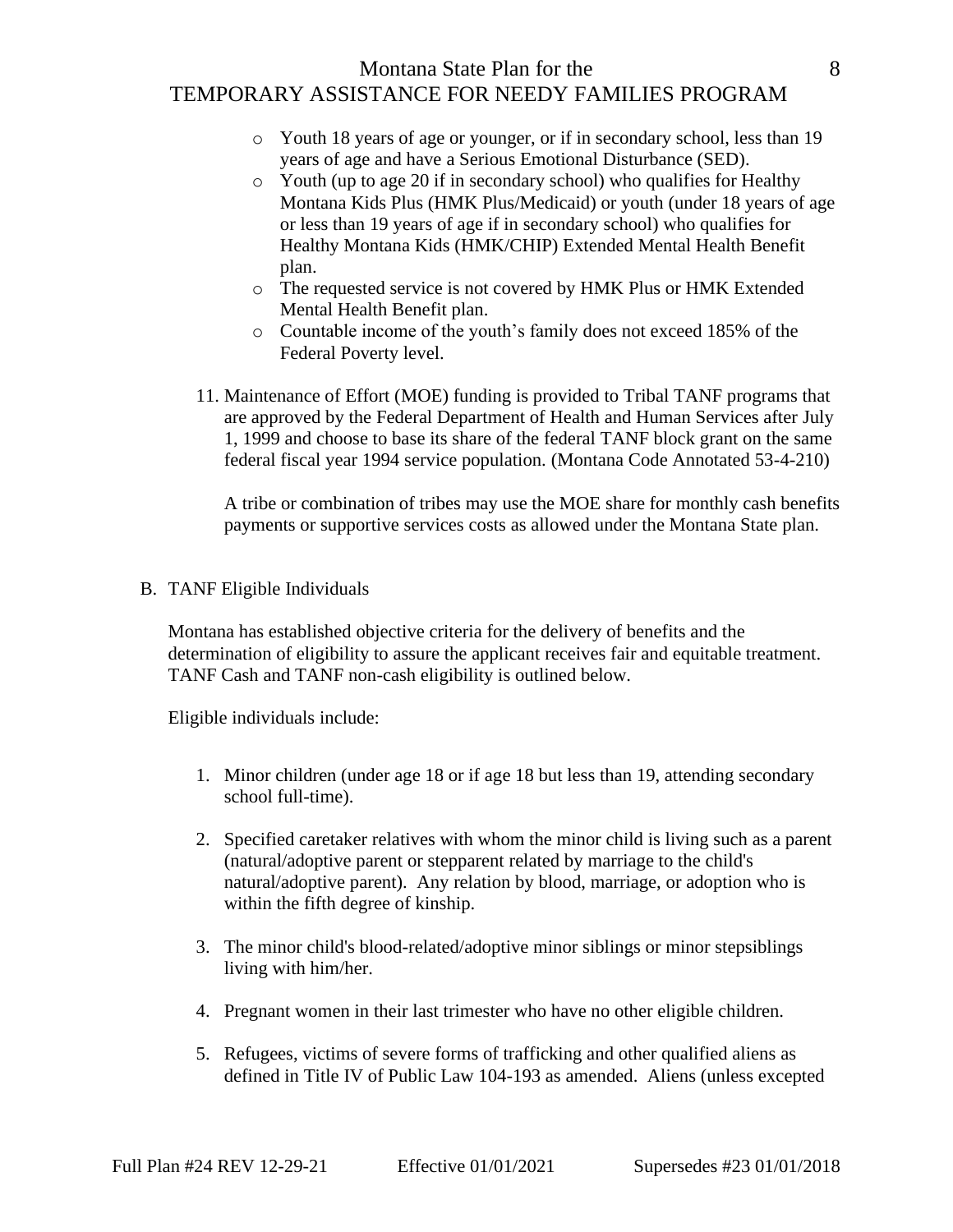- Youth 18 years of age or younger, or if in secondary school, less than 19 years of age and have a Serious Emotional Disturbance (SED).
- Youth (up to age 20 if in secondary school) who qualifies for Healthy Montana Kids Plus (HMK Plus/Medicaid) or youth (under 18 years of age or less than 19 years of age if in secondary school) who qualifies for Healthy Montana Kids (HMK/CHIP) Extended Mental Health Benefit plan.
- The requested service is not covered by HMK Plus or HMK Extended Mental Health Benefit plan.
- Countable income of the youth's family does not exceed 185% of the Federal Poverty level.

11. Maintenance of Effort (MOE) funding is provided to Tribal TANF programs that are approved by the Federal Department of Health and Human Services after July 1, 1999 and choose to base its share of the federal TANF block grant on the same federal fiscal year 1994 service population. (Montana Code Annotated 53-4-210)

    A tribe or combination of tribes may use the MOE share for monthly cash benefits payments or supportive services costs as allowed under the Montana State plan.

B. TANF Eligible Individuals

Montana has established objective criteria for the delivery of benefits and the determination of eligibility to assure the applicant receives fair and equitable treatment. TANF Cash and TANF non-cash eligibility is outlined below.

Eligible individuals include:

1. Minor children (under age 18 or if age 18 but less than 19, attending secondary school full-time).

2. Specified caretaker relatives with whom the minor child is living such as a parent (natural/adoptive parent or stepparent related by marriage to the child's natural/adoptive parent). Any relation by blood, marriage, or adoption who is within the fifth degree of kinship.

3. The minor child's blood-related/adoptive minor siblings or minor stepsiblings living with him/her.

4. Pregnant women in their last trimester who have no other eligible children.

5. Refugees, victims of severe forms of trafficking and other qualified aliens as defined in Title IV of Public Law 104-193 as amended. Aliens (unless excepted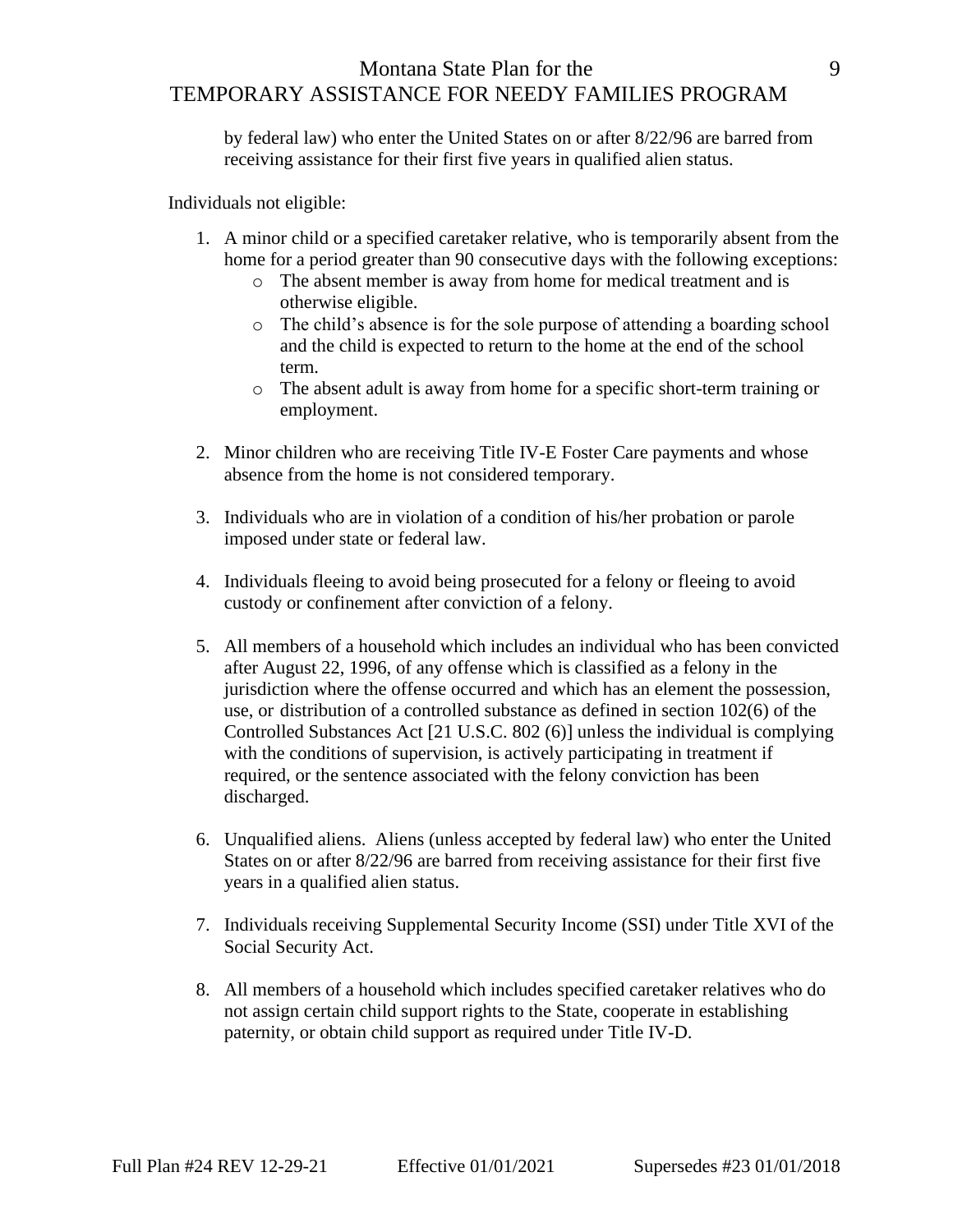by federal law) who enter the United States on or after 8/22/96 are barred from receiving assistance for their first five years in qualified alien status.

Individuals not eligible:

1. A minor child or a specified caretaker relative, who is temporarily absent from the home for a period greater than 90 consecutive days with the following exceptions:
   - The absent member is away from home for medical treatment and is otherwise eligible.
   - The child's absence is for the sole purpose of attending a boarding school and the child is expected to return to the home at the end of the school term.
   - The absent adult is away from home for a specific short-term training or employment.

2. Minor children who are receiving Title IV-E Foster Care payments and whose absence from the home is not considered temporary.

3. Individuals who are in violation of a condition of his/her probation or parole imposed under state or federal law.

4. Individuals fleeing to avoid being prosecuted for a felony or fleeing to avoid custody or confinement after conviction of a felony.

5. All members of a household which includes an individual who has been convicted after August 22, 1996, of any offense which is classified as a felony in the jurisdiction where the offense occurred and which has an element the possession, use, or distribution of a controlled substance as defined in section 102(6) of the Controlled Substances Act [21 U.S.C. 802 (6)] unless the individual is complying with the conditions of supervision, is actively participating in treatment if required, or the sentence associated with the felony conviction has been discharged.

6. Unqualified aliens. Aliens (unless accepted by federal law) who enter the United States on or after 8/22/96 are barred from receiving assistance for their first five years in a qualified alien status.

7. Individuals receiving Supplemental Security Income (SSI) under Title XVI of the Social Security Act.

8. All members of a household which includes specified caretaker relatives who do not assign certain child support rights to the State, cooperate in establishing paternity, or obtain child support as required under Title IV-D.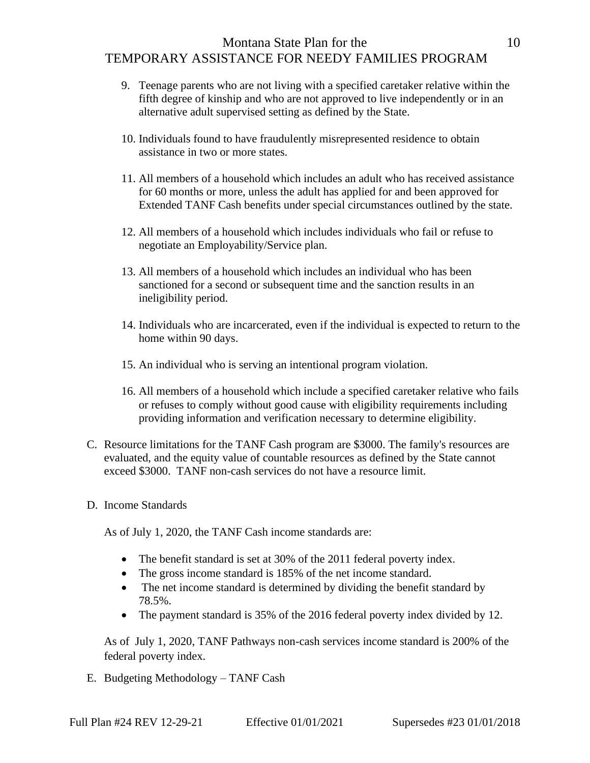9. Teenage parents who are not living with a specified caretaker relative within the fifth degree of kinship and who are not approved to live independently or in an alternative adult supervised setting as defined by the State.

10. Individuals found to have fraudulently misrepresented residence to obtain assistance in two or more states.

11. All members of a household which includes an adult who has received assistance for 60 months or more, unless the adult has applied for and been approved for Extended TANF Cash benefits under special circumstances outlined by the state.

12. All members of a household which includes individuals who fail or refuse to negotiate an Employability/Service plan.

13. All members of a household which includes an individual who has been sanctioned for a second or subsequent time and the sanction results in an ineligibility period.

14. Individuals who are incarcerated, even if the individual is expected to return to the home within 90 days.

15. An individual who is serving an intentional program violation.

16. All members of a household which include a specified caretaker relative who fails or refuses to comply without good cause with eligibility requirements including providing information and verification necessary to determine eligibility.

C. Resource limitations for the TANF Cash program are $3000. The family's resources are evaluated, and the equity value of countable resources as defined by the State cannot exceed $3000. TANF non-cash services do not have a resource limit.

D. Income Standards

As of July 1, 2020, the TANF Cash income standards are:

- The benefit standard is set at 30% of the 2011 federal poverty index.
- The gross income standard is 185% of the net income standard.
- The net income standard is determined by dividing the benefit standard by 78.5%.
- The payment standard is 35% of the 2016 federal poverty index divided by 12.

As of July 1, 2020, TANF Pathways non-cash services income standard is 200% of the federal poverty index.

E. Budgeting Methodology – TANF Cash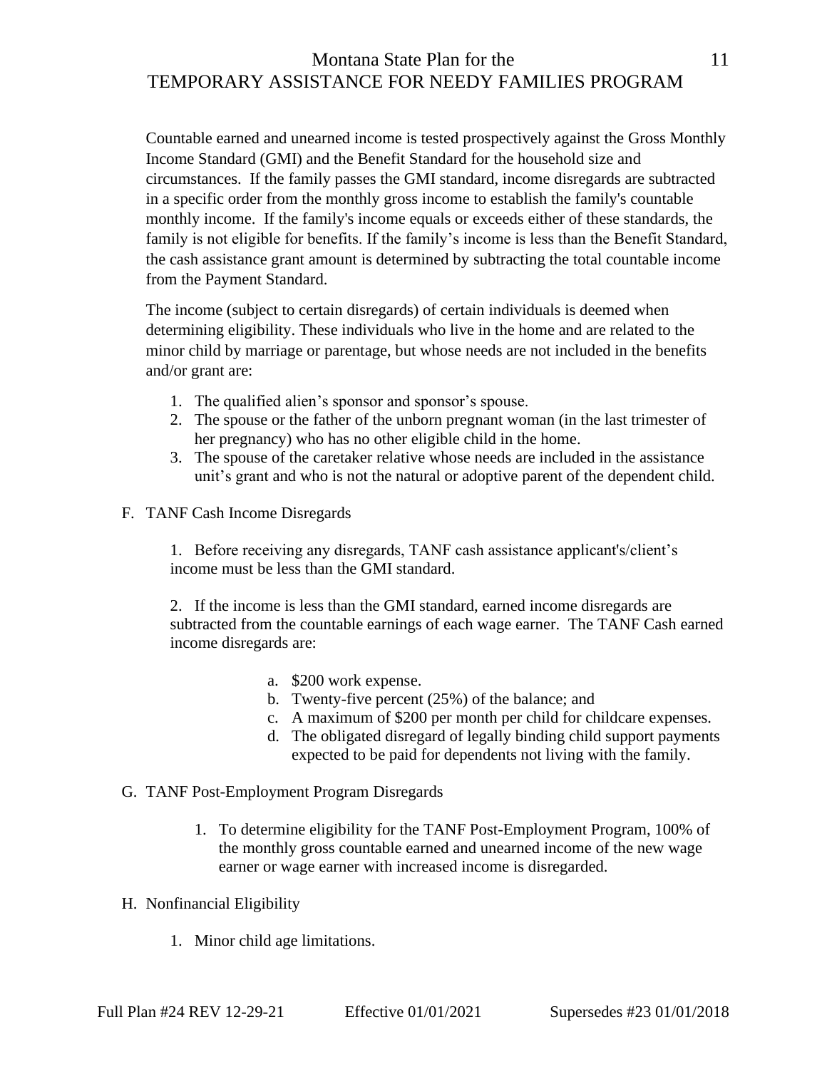Countable earned and unearned income is tested prospectively against the Gross Monthly Income Standard (GMI) and the Benefit Standard for the household size and circumstances. If the family passes the GMI standard, income disregards are subtracted in a specific order from the monthly gross income to establish the family's countable monthly income. If the family's income equals or exceeds either of these standards, the family is not eligible for benefits. If the family's income is less than the Benefit Standard, the cash assistance grant amount is determined by subtracting the total countable income from the Payment Standard.

The income (subject to certain disregards) of certain individuals is deemed when determining eligibility. These individuals who live in the home and are related to the minor child by marriage or parentage, but whose needs are not included in the benefits and/or grant are:

1. The qualified alien's sponsor and sponsor's spouse.
2. The spouse or the father of the unborn pregnant woman (in the last trimester of her pregnancy) who has no other eligible child in the home.
3. The spouse of the caretaker relative whose needs are included in the assistance unit's grant and who is not the natural or adoptive parent of the dependent child.

F. TANF Cash Income Disregards

1. Before receiving any disregards, TANF cash assistance applicant's/client's income must be less than the GMI standard.

2. If the income is less than the GMI standard, earned income disregards are subtracted from the countable earnings of each wage earner. The TANF Cash earned income disregards are:

   a. $200 work expense.
   b. Twenty-five percent (25%) of the balance; and
   c. A maximum of $200 per month per child for childcare expenses.
   d. The obligated disregard of legally binding child support payments expected to be paid for dependents not living with the family.

G. TANF Post-Employment Program Disregards

1. To determine eligibility for the TANF Post-Employment Program, 100% of the monthly gross countable earned and unearned income of the new wage earner or wage earner with increased income is disregarded.

H. Nonfinancial Eligibility

1. Minor child age limitations.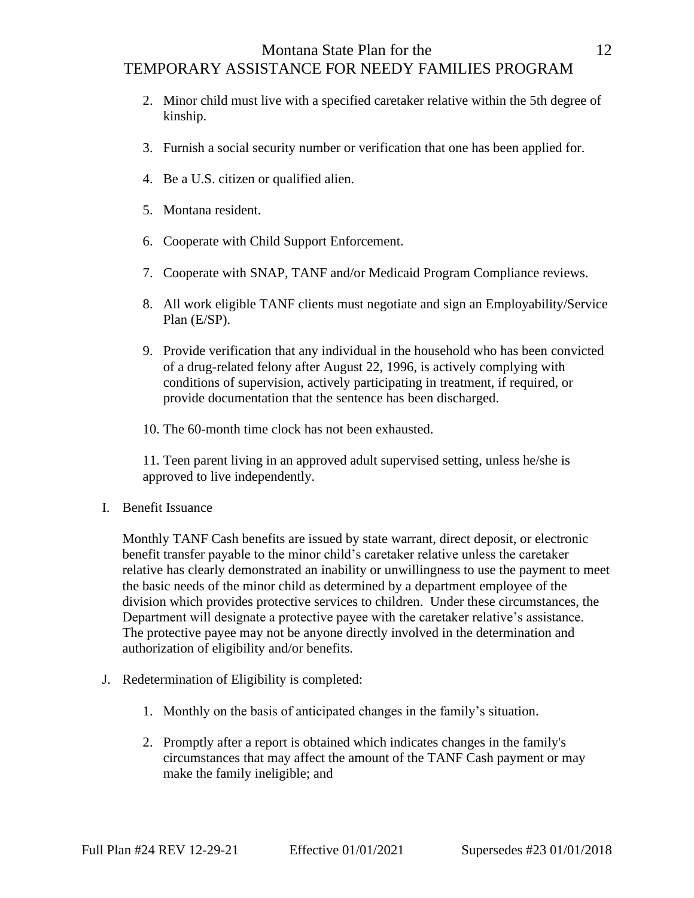2. Minor child must live with a specified caretaker relative within the 5th degree of kinship.

3. Furnish a social security number or verification that one has been applied for.

4. Be a U.S. citizen or qualified alien.

5. Montana resident.

6. Cooperate with Child Support Enforcement.

7. Cooperate with SNAP, TANF and/or Medicaid Program Compliance reviews.

8. All work eligible TANF clients must negotiate and sign an Employability/Service Plan (E/SP).

9. Provide verification that any individual in the household who has been convicted of a drug-related felony after August 22, 1996, is actively complying with conditions of supervision, actively participating in treatment, if required, or provide documentation that the sentence has been discharged.

10. The 60-month time clock has not been exhausted.

11. Teen parent living in an approved adult supervised setting, unless he/she is approved to live independently.

I. Benefit Issuance

Monthly TANF Cash benefits are issued by state warrant, direct deposit, or electronic benefit transfer payable to the minor child's caretaker relative unless the caretaker relative has clearly demonstrated an inability or unwillingness to use the payment to meet the basic needs of the minor child as determined by a department employee of the division which provides protective services to children. Under these circumstances, the Department will designate a protective payee with the caretaker relative's assistance. The protective payee may not be anyone directly involved in the determination and authorization of eligibility and/or benefits.

J. Redetermination of Eligibility is completed:

1. Monthly on the basis of anticipated changes in the family's situation.

2. Promptly after a report is obtained which indicates changes in the family's circumstances that may affect the amount of the TANF Cash payment or may make the family ineligible; and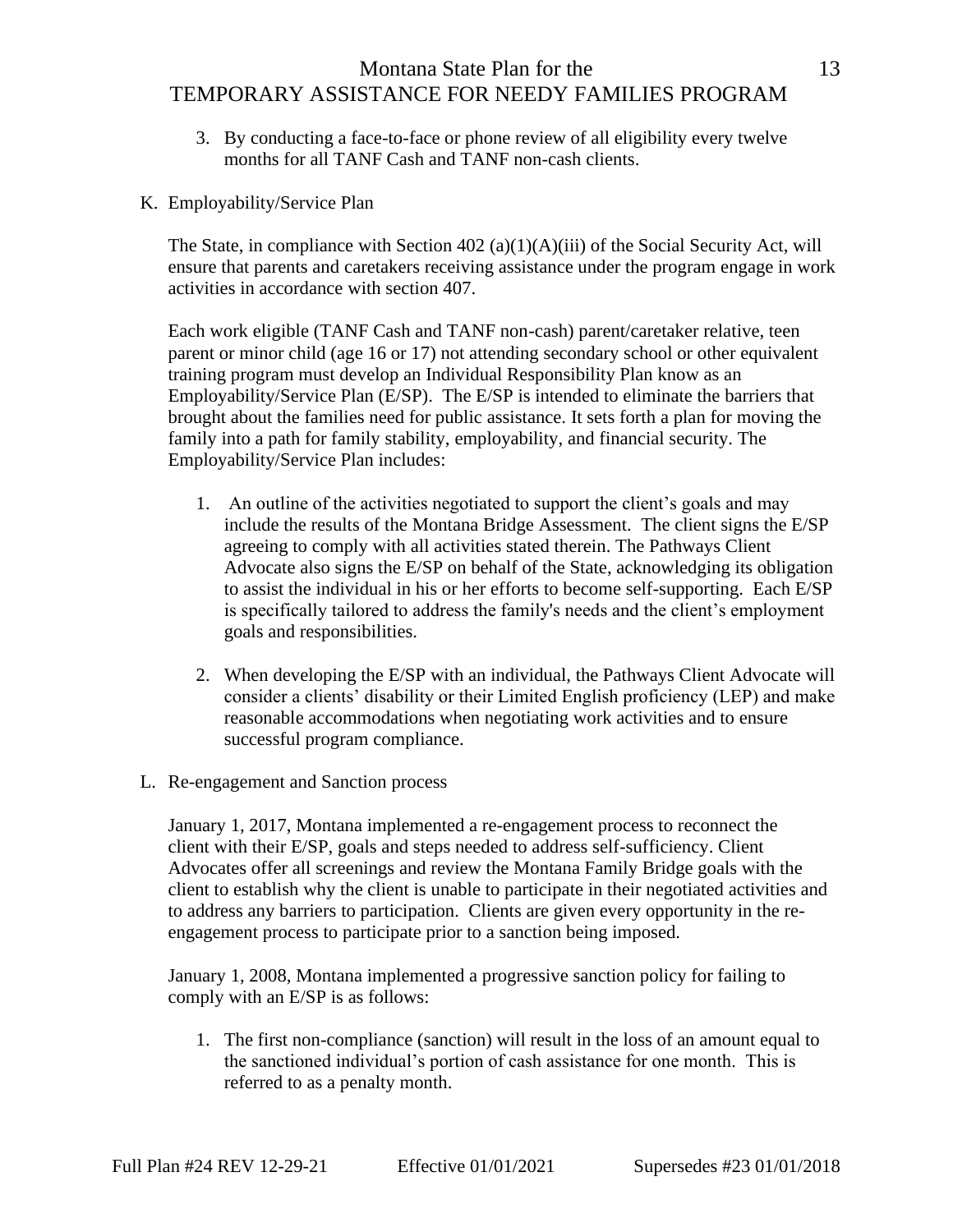3. By conducting a face-to-face or phone review of all eligibility every twelve months for all TANF Cash and TANF non-cash clients.

K. Employability/Service Plan

The State, in compliance with Section 402 (a)(1)(A)(iii) of the Social Security Act, will ensure that parents and caretakers receiving assistance under the program engage in work activities in accordance with section 407.

Each work eligible (TANF Cash and TANF non-cash) parent/caretaker relative, teen parent or minor child (age 16 or 17) not attending secondary school or other equivalent training program must develop an Individual Responsibility Plan know as an Employability/Service Plan (E/SP). The E/SP is intended to eliminate the barriers that brought about the families need for public assistance. It sets forth a plan for moving the family into a path for family stability, employability, and financial security. The Employability/Service Plan includes:

1. An outline of the activities negotiated to support the client's goals and may include the results of the Montana Bridge Assessment. The client signs the E/SP agreeing to comply with all activities stated therein. The Pathways Client Advocate also signs the E/SP on behalf of the State, acknowledging its obligation to assist the individual in his or her efforts to become self-supporting. Each E/SP is specifically tailored to address the family's needs and the client's employment goals and responsibilities.

2. When developing the E/SP with an individual, the Pathways Client Advocate will consider a clients' disability or their Limited English proficiency (LEP) and make reasonable accommodations when negotiating work activities and to ensure successful program compliance.

L. Re-engagement and Sanction process

January 1, 2017, Montana implemented a re-engagement process to reconnect the client with their E/SP, goals and steps needed to address self-sufficiency. Client Advocates offer all screenings and review the Montana Family Bridge goals with the client to establish why the client is unable to participate in their negotiated activities and to address any barriers to participation. Clients are given every opportunity in the re-engagement process to participate prior to a sanction being imposed.

January 1, 2008, Montana implemented a progressive sanction policy for failing to comply with an E/SP is as follows:

1. The first non-compliance (sanction) will result in the loss of an amount equal to the sanctioned individual's portion of cash assistance for one month. This is referred to as a penalty month.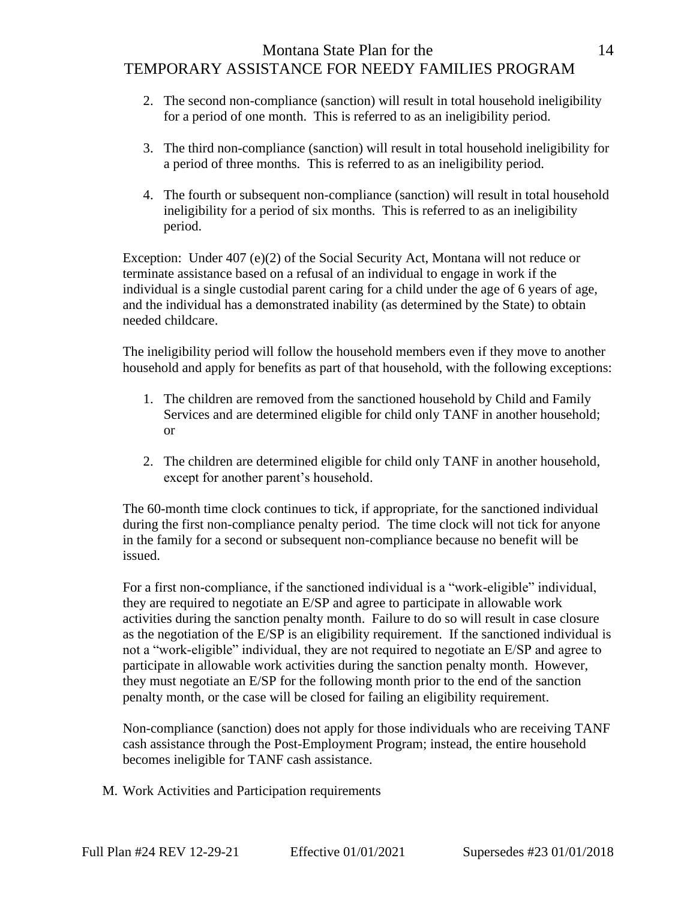2. The second non-compliance (sanction) will result in total household ineligibility for a period of one month. This is referred to as an ineligibility period.

3. The third non-compliance (sanction) will result in total household ineligibility for a period of three months. This is referred to as an ineligibility period.

4. The fourth or subsequent non-compliance (sanction) will result in total household ineligibility for a period of six months. This is referred to as an ineligibility period.

Exception: Under 407 (e)(2) of the Social Security Act, Montana will not reduce or terminate assistance based on a refusal of an individual to engage in work if the individual is a single custodial parent caring for a child under the age of 6 years of age, and the individual has a demonstrated inability (as determined by the State) to obtain needed childcare.

The ineligibility period will follow the household members even if they move to another household and apply for benefits as part of that household, with the following exceptions:

1. The children are removed from the sanctioned household by Child and Family Services and are determined eligible for child only TANF in another household; or

2. The children are determined eligible for child only TANF in another household, except for another parent's household.

The 60-month time clock continues to tick, if appropriate, for the sanctioned individual during the first non-compliance penalty period. The time clock will not tick for anyone in the family for a second or subsequent non-compliance because no benefit will be issued.

For a first non-compliance, if the sanctioned individual is a "work-eligible" individual, they are required to negotiate an E/SP and agree to participate in allowable work activities during the sanction penalty month. Failure to do so will result in case closure as the negotiation of the E/SP is an eligibility requirement. If the sanctioned individual is not a "work-eligible" individual, they are not required to negotiate an E/SP and agree to participate in allowable work activities during the sanction penalty month. However, they must negotiate an E/SP for the following month prior to the end of the sanction penalty month, or the case will be closed for failing an eligibility requirement.

Non-compliance (sanction) does not apply for those individuals who are receiving TANF cash assistance through the Post-Employment Program; instead, the entire household becomes ineligible for TANF cash assistance.

M. Work Activities and Participation requirements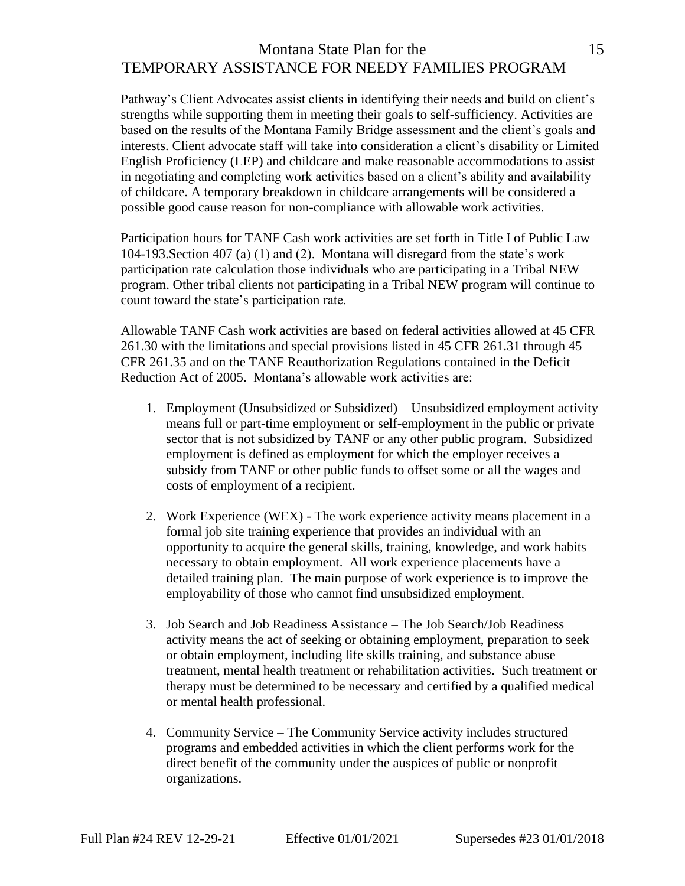Pathway's Client Advocates assist clients in identifying their needs and build on client's strengths while supporting them in meeting their goals to self-sufficiency. Activities are based on the results of the Montana Family Bridge assessment and the client's goals and interests. Client advocate staff will take into consideration a client's disability or Limited English Proficiency (LEP) and childcare and make reasonable accommodations to assist in negotiating and completing work activities based on a client's ability and availability of childcare. A temporary breakdown in childcare arrangements will be considered a possible good cause reason for non-compliance with allowable work activities.

Participation hours for TANF Cash work activities are set forth in Title I of Public Law 104-193.Section 407 (a) (1) and (2). Montana will disregard from the state's work participation rate calculation those individuals who are participating in a Tribal NEW program. Other tribal clients not participating in a Tribal NEW program will continue to count toward the state's participation rate.

Allowable TANF Cash work activities are based on federal activities allowed at 45 CFR 261.30 with the limitations and special provisions listed in 45 CFR 261.31 through 45 CFR 261.35 and on the TANF Reauthorization Regulations contained in the Deficit Reduction Act of 2005. Montana's allowable work activities are:

1. Employment (Unsubsidized or Subsidized) – Unsubsidized employment activity means full or part-time employment or self-employment in the public or private sector that is not subsidized by TANF or any other public program. Subsidized employment is defined as employment for which the employer receives a subsidy from TANF or other public funds to offset some or all the wages and costs of employment of a recipient.

2. Work Experience (WEX) - The work experience activity means placement in a formal job site training experience that provides an individual with an opportunity to acquire the general skills, training, knowledge, and work habits necessary to obtain employment. All work experience placements have a detailed training plan. The main purpose of work experience is to improve the employability of those who cannot find unsubsidized employment.

3. Job Search and Job Readiness Assistance – The Job Search/Job Readiness activity means the act of seeking or obtaining employment, preparation to seek or obtain employment, including life skills training, and substance abuse treatment, mental health treatment or rehabilitation activities. Such treatment or therapy must be determined to be necessary and certified by a qualified medical or mental health professional.

4. Community Service – The Community Service activity includes structured programs and embedded activities in which the client performs work for the direct benefit of the community under the auspices of public or nonprofit organizations.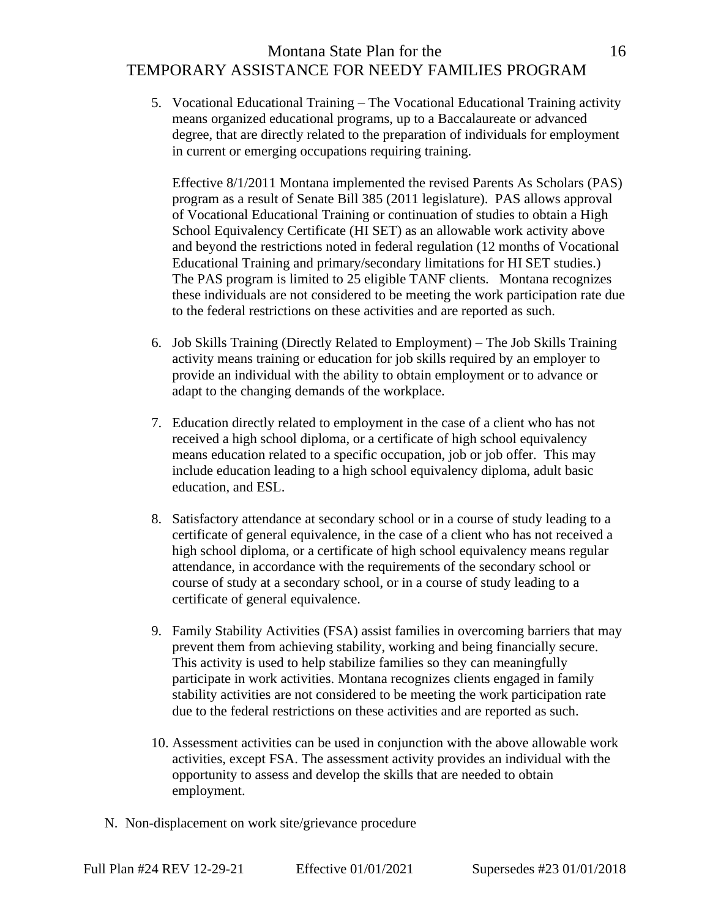5. Vocational Educational Training – The Vocational Educational Training activity means organized educational programs, up to a Baccalaureate or advanced degree, that are directly related to the preparation of individuals for employment in current or emerging occupations requiring training.

   Effective 8/1/2011 Montana implemented the revised Parents As Scholars (PAS) program as a result of Senate Bill 385 (2011 legislature). PAS allows approval of Vocational Educational Training or continuation of studies to obtain a High School Equivalency Certificate (HI SET) as an allowable work activity above and beyond the restrictions noted in federal regulation (12 months of Vocational Educational Training and primary/secondary limitations for HI SET studies.) The PAS program is limited to 25 eligible TANF clients. Montana recognizes these individuals are not considered to be meeting the work participation rate due to the federal restrictions on these activities and are reported as such.

6. Job Skills Training (Directly Related to Employment) – The Job Skills Training activity means training or education for job skills required by an employer to provide an individual with the ability to obtain employment or to advance or adapt to the changing demands of the workplace.

7. Education directly related to employment in the case of a client who has not received a high school diploma, or a certificate of high school equivalency means education related to a specific occupation, job or job offer. This may include education leading to a high school equivalency diploma, adult basic education, and ESL.

8. Satisfactory attendance at secondary school or in a course of study leading to a certificate of general equivalence, in the case of a client who has not received a high school diploma, or a certificate of high school equivalency means regular attendance, in accordance with the requirements of the secondary school or course of study at a secondary school, or in a course of study leading to a certificate of general equivalence.

9. Family Stability Activities (FSA) assist families in overcoming barriers that may prevent them from achieving stability, working and being financially secure. This activity is used to help stabilize families so they can meaningfully participate in work activities. Montana recognizes clients engaged in family stability activities are not considered to be meeting the work participation rate due to the federal restrictions on these activities and are reported as such.

10. Assessment activities can be used in conjunction with the above allowable work activities, except FSA. The assessment activity provides an individual with the opportunity to assess and develop the skills that are needed to obtain employment.

N. Non-displacement on work site/grievance procedure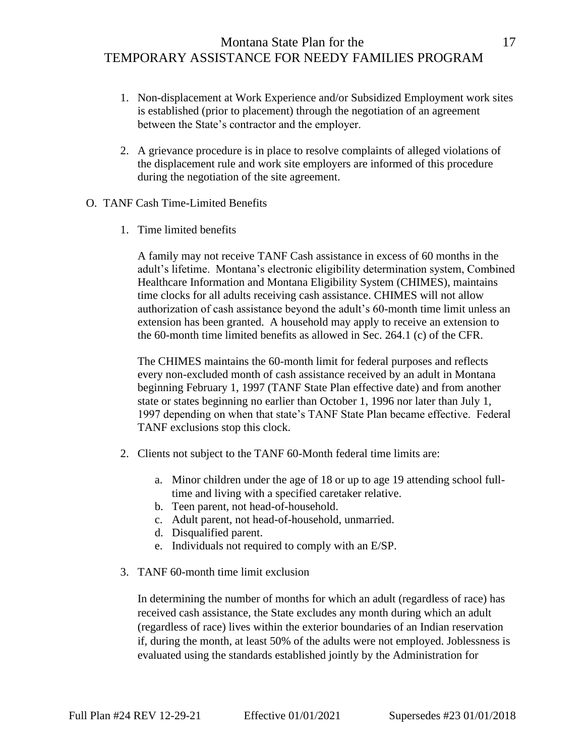1. Non-displacement at Work Experience and/or Subsidized Employment work sites is established (prior to placement) through the negotiation of an agreement between the State's contractor and the employer.

2. A grievance procedure is in place to resolve complaints of alleged violations of the displacement rule and work site employers are informed of this procedure during the negotiation of the site agreement.

O. TANF Cash Time-Limited Benefits

1. Time limited benefits

   A family may not receive TANF Cash assistance in excess of 60 months in the adult's lifetime. Montana's electronic eligibility determination system, Combined Healthcare Information and Montana Eligibility System (CHIMES), maintains time clocks for all adults receiving cash assistance. CHIMES will not allow authorization of cash assistance beyond the adult's 60-month time limit unless an extension has been granted. A household may apply to receive an extension to the 60-month time limited benefits as allowed in Sec. 264.1 (c) of the CFR.

   The CHIMES maintains the 60-month limit for federal purposes and reflects every non-excluded month of cash assistance received by an adult in Montana beginning February 1, 1997 (TANF State Plan effective date) and from another state or states beginning no earlier than October 1, 1996 nor later than July 1, 1997 depending on when that state's TANF State Plan became effective. Federal TANF exclusions stop this clock.

2. Clients not subject to the TANF 60-Month federal time limits are:

   a. Minor children under the age of 18 or up to age 19 attending school full-time and living with a specified caretaker relative.
   b. Teen parent, not head-of-household.
   c. Adult parent, not head-of-household, unmarried.
   d. Disqualified parent.
   e. Individuals not required to comply with an E/SP.

3. TANF 60-month time limit exclusion

   In determining the number of months for which an adult (regardless of race) has received cash assistance, the State excludes any month during which an adult (regardless of race) lives within the exterior boundaries of an Indian reservation if, during the month, at least 50% of the adults were not employed. Joblessness is evaluated using the standards established jointly by the Administration for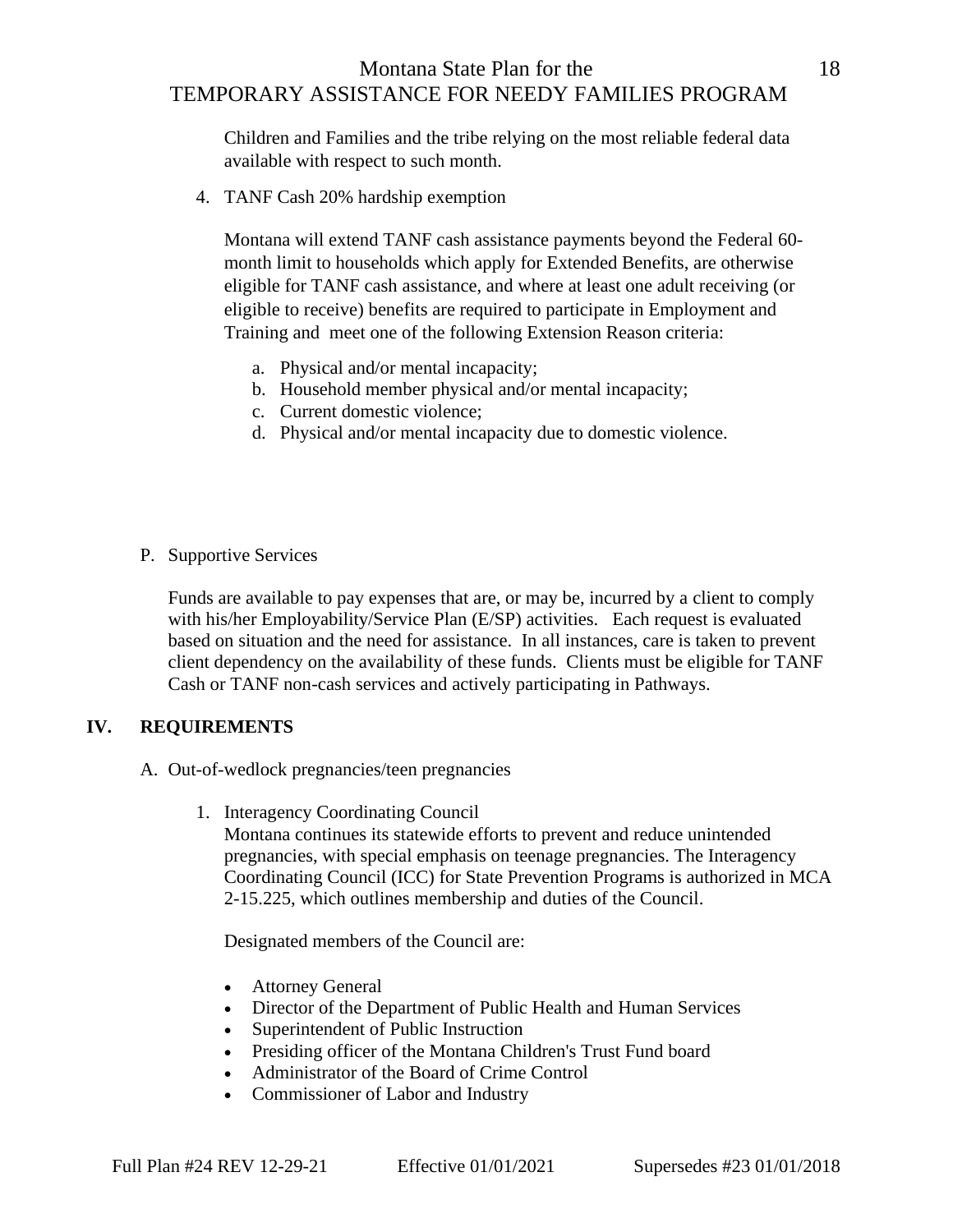Children and Families and the tribe relying on the most reliable federal data available with respect to such month.

4. TANF Cash 20% hardship exemption

   Montana will extend TANF cash assistance payments beyond the Federal 60-month limit to households which apply for Extended Benefits, are otherwise eligible for TANF cash assistance, and where at least one adult receiving (or eligible to receive) benefits are required to participate in Employment and Training and meet one of the following Extension Reason criteria:

   a. Physical and/or mental incapacity;
   b. Household member physical and/or mental incapacity;
   c. Current domestic violence;
   d. Physical and/or mental incapacity due to domestic violence.

P. Supportive Services

Funds are available to pay expenses that are, or may be, incurred by a client to comply with his/her Employability/Service Plan (E/SP) activities. Each request is evaluated based on situation and the need for assistance. In all instances, care is taken to prevent client dependency on the availability of these funds. Clients must be eligible for TANF Cash or TANF non-cash services and actively participating in Pathways.

## IV. REQUIREMENTS

A. Out-of-wedlock pregnancies/teen pregnancies

1. Interagency Coordinating Council
   Montana continues its statewide efforts to prevent and reduce unintended pregnancies, with special emphasis on teenage pregnancies. The Interagency Coordinating Council (ICC) for State Prevention Programs is authorized in MCA 2-15.225, which outlines membership and duties of the Council.

   Designated members of the Council are:

   - Attorney General
   - Director of the Department of Public Health and Human Services
   - Superintendent of Public Instruction
   - Presiding officer of the Montana Children's Trust Fund board
   - Administrator of the Board of Crime Control
   - Commissioner of Labor and Industry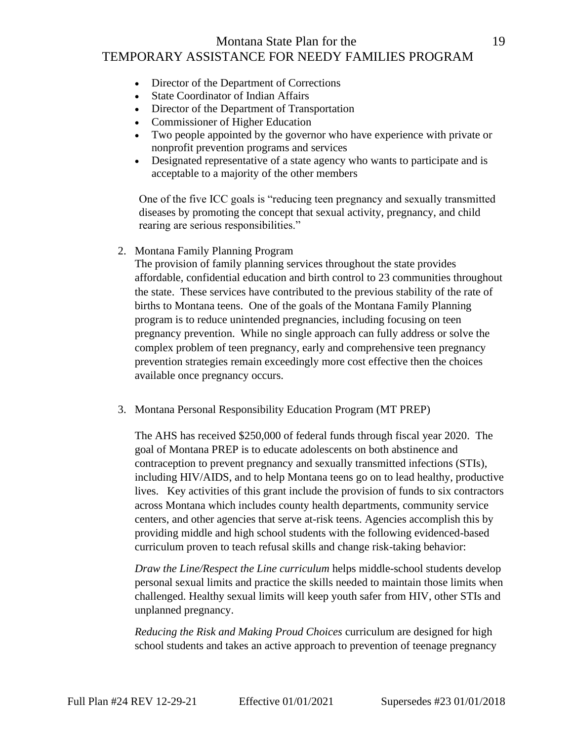- Director of the Department of Corrections
- State Coordinator of Indian Affairs
- Director of the Department of Transportation
- Commissioner of Higher Education
- Two people appointed by the governor who have experience with private or nonprofit prevention programs and services
- Designated representative of a state agency who wants to participate and is acceptable to a majority of the other members

One of the five ICC goals is "reducing teen pregnancy and sexually transmitted diseases by promoting the concept that sexual activity, pregnancy, and child rearing are serious responsibilities."

2. Montana Family Planning Program

   The provision of family planning services throughout the state provides affordable, confidential education and birth control to 23 communities throughout the state. These services have contributed to the previous stability of the rate of births to Montana teens. One of the goals of the Montana Family Planning program is to reduce unintended pregnancies, including focusing on teen pregnancy prevention. While no single approach can fully address or solve the complex problem of teen pregnancy, early and comprehensive teen pregnancy prevention strategies remain exceedingly more cost effective then the choices available once pregnancy occurs.

3. Montana Personal Responsibility Education Program (MT PREP)

   The AHS has received $250,000 of federal funds through fiscal year 2020. The goal of Montana PREP is to educate adolescents on both abstinence and contraception to prevent pregnancy and sexually transmitted infections (STIs), including HIV/AIDS, and to help Montana teens go on to lead healthy, productive lives. Key activities of this grant include the provision of funds to six contractors across Montana which includes county health departments, community service centers, and other agencies that serve at-risk teens. Agencies accomplish this by providing middle and high school students with the following evidenced-based curriculum proven to teach refusal skills and change risk-taking behavior:

   *Draw the Line/Respect the Line curriculum* helps middle-school students develop personal sexual limits and practice the skills needed to maintain those limits when challenged. Healthy sexual limits will keep youth safer from HIV, other STIs and unplanned pregnancy.

   *Reducing the Risk and Making Proud Choices* curriculum are designed for high school students and takes an active approach to prevention of teenage pregnancy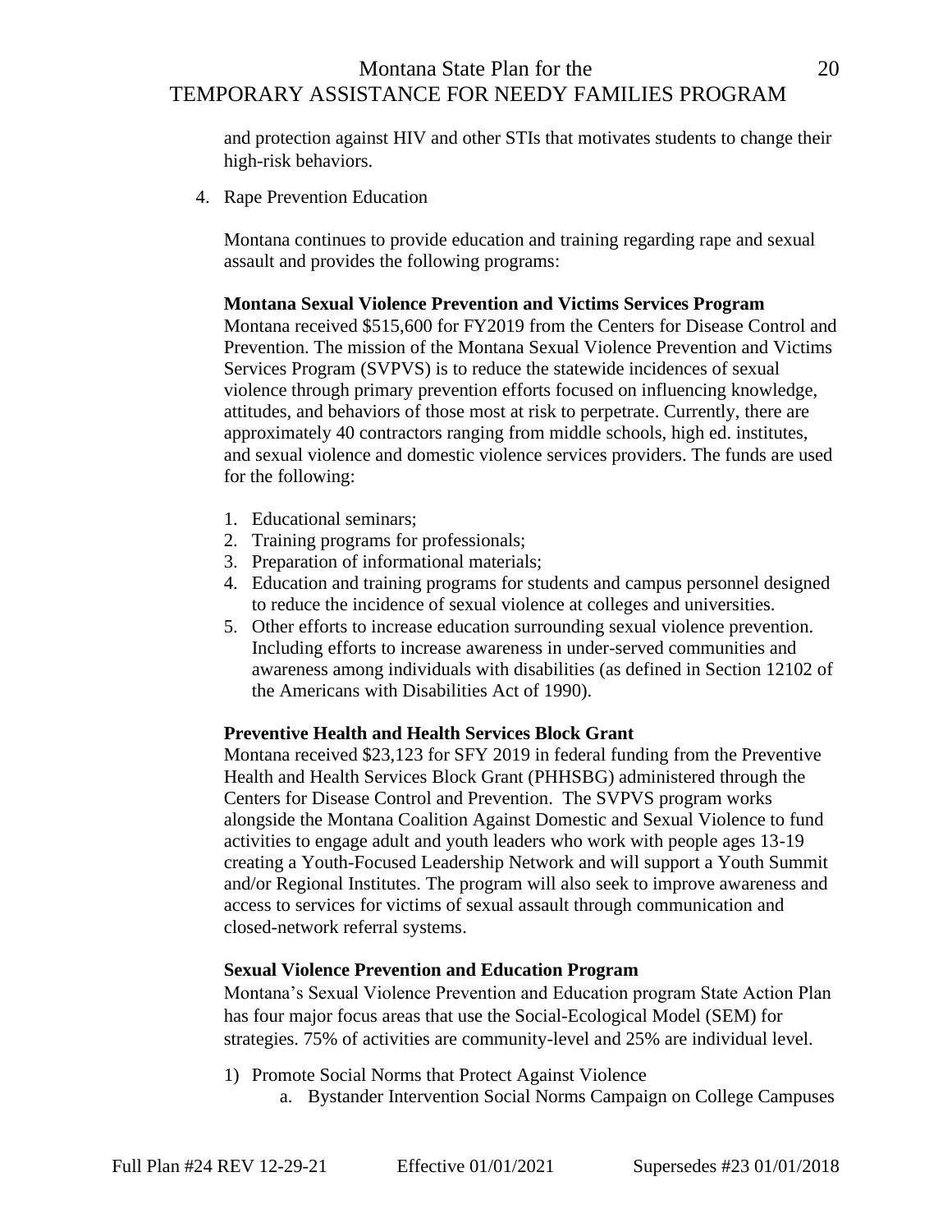and protection against HIV and other STIs that motivates students to change their high-risk behaviors.

4. Rape Prevention Education

   Montana continues to provide education and training regarding rape and sexual assault and provides the following programs:

   **Montana Sexual Violence Prevention and Victims Services Program**
   Montana received $515,600 for FY2019 from the Centers for Disease Control and Prevention. The mission of the Montana Sexual Violence Prevention and Victims Services Program (SVPVS) is to reduce the statewide incidences of sexual violence through primary prevention efforts focused on influencing knowledge, attitudes, and behaviors of those most at risk to perpetrate. Currently, there are approximately 40 contractors ranging from middle schools, high ed. institutes, and sexual violence and domestic violence services providers. The funds are used for the following:

   1. Educational seminars;
   2. Training programs for professionals;
   3. Preparation of informational materials;
   4. Education and training programs for students and campus personnel designed to reduce the incidence of sexual violence at colleges and universities.
   5. Other efforts to increase education surrounding sexual violence prevention. Including efforts to increase awareness in under-served communities and awareness among individuals with disabilities (as defined in Section 12102 of the Americans with Disabilities Act of 1990).

   **Preventive Health and Health Services Block Grant**
   Montana received $23,123 for SFY 2019 in federal funding from the Preventive Health and Health Services Block Grant (PHHSBG) administered through the Centers for Disease Control and Prevention. The SVPVS program works alongside the Montana Coalition Against Domestic and Sexual Violence to fund activities to engage adult and youth leaders who work with people ages 13-19 creating a Youth-Focused Leadership Network and will support a Youth Summit and/or Regional Institutes. The program will also seek to improve awareness and access to services for victims of sexual assault through communication and closed-network referral systems.

   **Sexual Violence Prevention and Education Program**
   Montana's Sexual Violence Prevention and Education program State Action Plan has four major focus areas that use the Social-Ecological Model (SEM) for strategies. 75% of activities are community-level and 25% are individual level.

   1) Promote Social Norms that Protect Against Violence
      a. Bystander Intervention Social Norms Campaign on College Campuses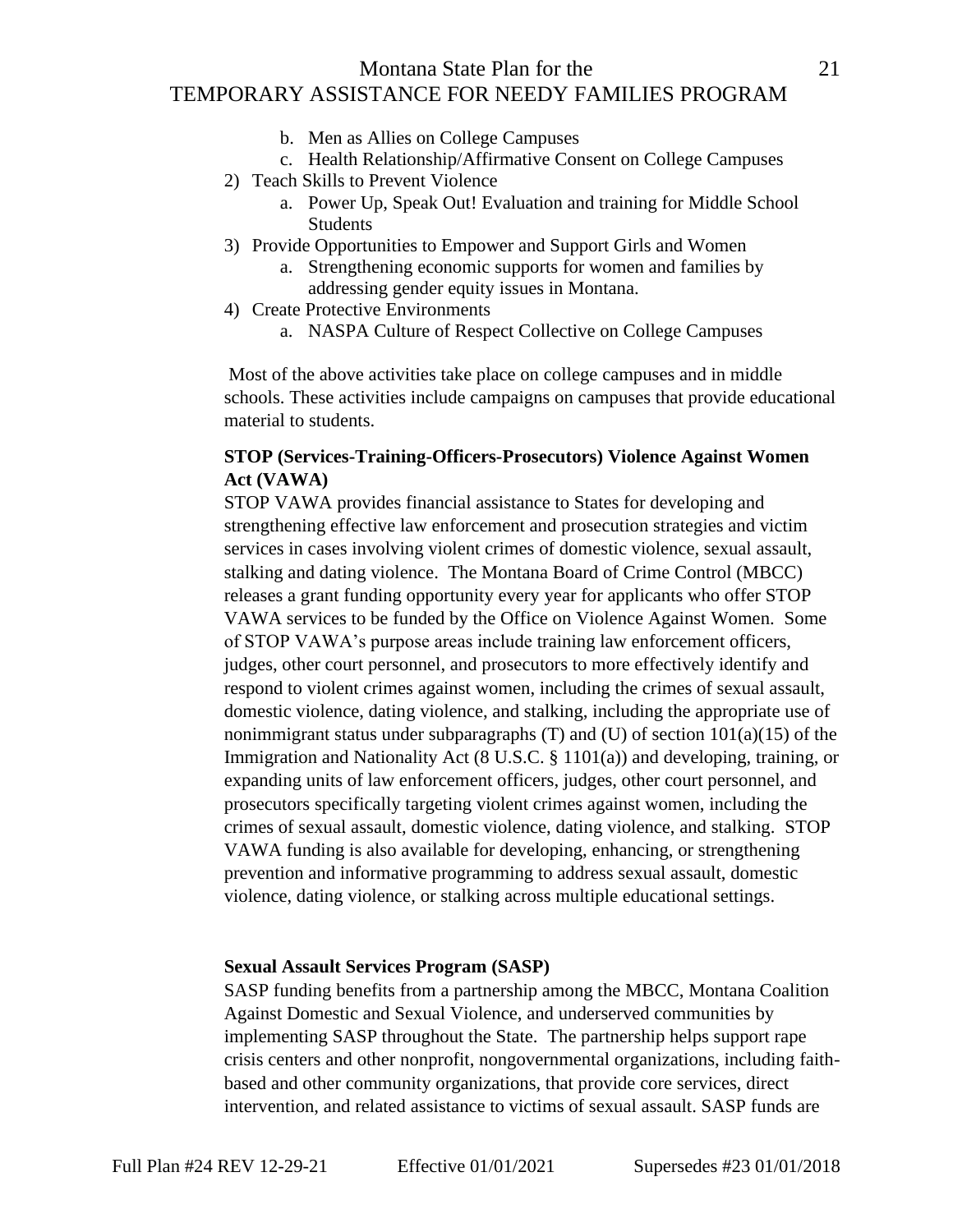b. Men as Allies on College Campuses
   c. Health Relationship/Affirmative Consent on College Campuses
2) Teach Skills to Prevent Violence
   a. Power Up, Speak Out! Evaluation and training for Middle School Students
3) Provide Opportunities to Empower and Support Girls and Women
   a. Strengthening economic supports for women and families by addressing gender equity issues in Montana.
4) Create Protective Environments
   a. NASPA Culture of Respect Collective on College Campuses

Most of the above activities take place on college campuses and in middle schools. These activities include campaigns on campuses that provide educational material to students.

**STOP (Services-Training-Officers-Prosecutors) Violence Against Women Act (VAWA)**

STOP VAWA provides financial assistance to States for developing and strengthening effective law enforcement and prosecution strategies and victim services in cases involving violent crimes of domestic violence, sexual assault, stalking and dating violence. The Montana Board of Crime Control (MBCC) releases a grant funding opportunity every year for applicants who offer STOP VAWA services to be funded by the Office on Violence Against Women. Some of STOP VAWA's purpose areas include training law enforcement officers, judges, other court personnel, and prosecutors to more effectively identify and respond to violent crimes against women, including the crimes of sexual assault, domestic violence, dating violence, and stalking, including the appropriate use of nonimmigrant status under subparagraphs (T) and (U) of section 101(a)(15) of the Immigration and Nationality Act (8 U.S.C. § 1101(a)) and developing, training, or expanding units of law enforcement officers, judges, other court personnel, and prosecutors specifically targeting violent crimes against women, including the crimes of sexual assault, domestic violence, dating violence, and stalking. STOP VAWA funding is also available for developing, enhancing, or strengthening prevention and informative programming to address sexual assault, domestic violence, dating violence, or stalking across multiple educational settings.

**Sexual Assault Services Program (SASP)**

SASP funding benefits from a partnership among the MBCC, Montana Coalition Against Domestic and Sexual Violence, and underserved communities by implementing SASP throughout the State. The partnership helps support rape crisis centers and other nonprofit, nongovernmental organizations, including faith-based and other community organizations, that provide core services, direct intervention, and related assistance to victims of sexual assault. SASP funds are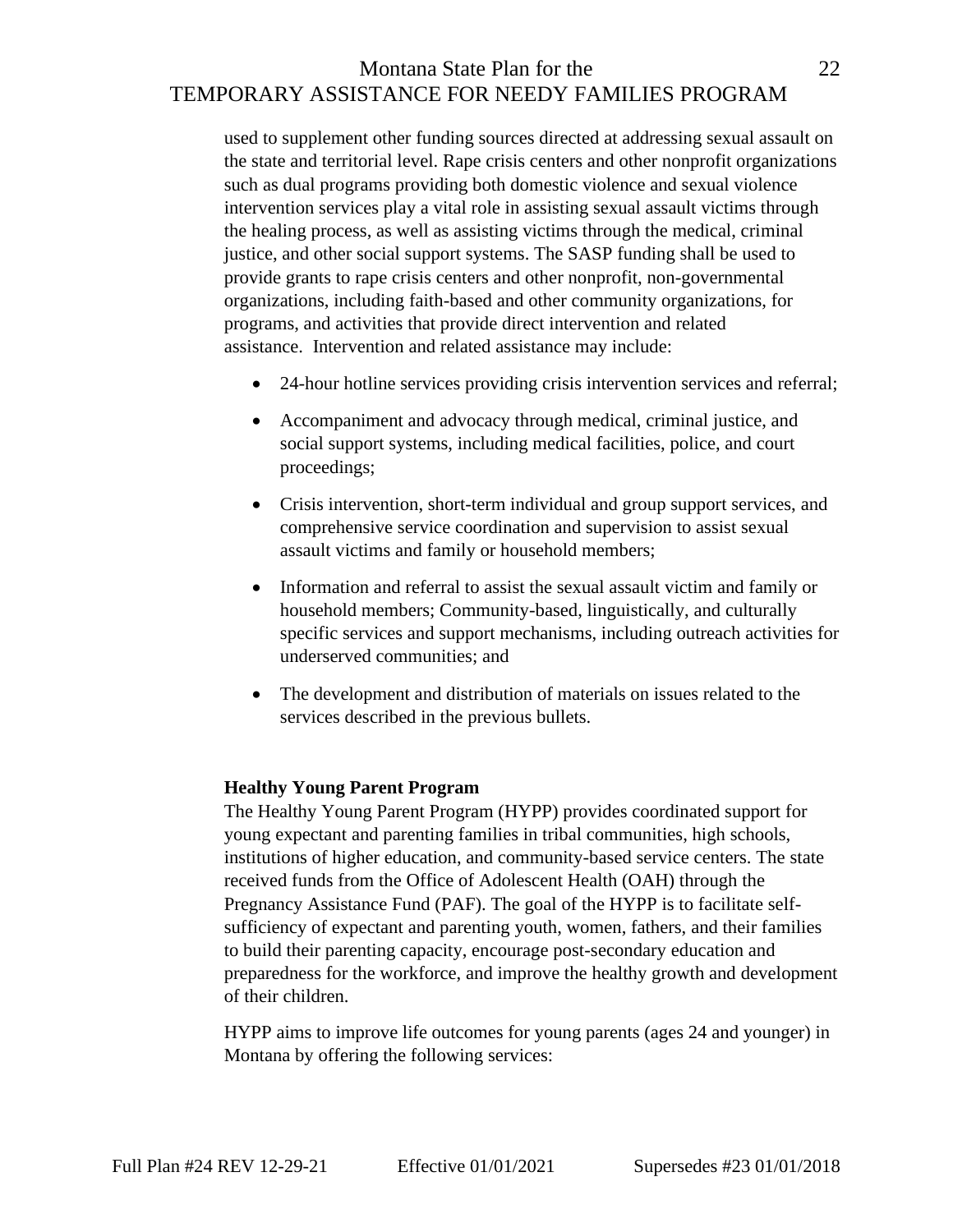used to supplement other funding sources directed at addressing sexual assault on the state and territorial level. Rape crisis centers and other nonprofit organizations such as dual programs providing both domestic violence and sexual violence intervention services play a vital role in assisting sexual assault victims through the healing process, as well as assisting victims through the medical, criminal justice, and other social support systems. The SASP funding shall be used to provide grants to rape crisis centers and other nonprofit, non-governmental organizations, including faith-based and other community organizations, for programs, and activities that provide direct intervention and related assistance. Intervention and related assistance may include:

- 24-hour hotline services providing crisis intervention services and referral;
- Accompaniment and advocacy through medical, criminal justice, and social support systems, including medical facilities, police, and court proceedings;
- Crisis intervention, short-term individual and group support services, and comprehensive service coordination and supervision to assist sexual assault victims and family or household members;
- Information and referral to assist the sexual assault victim and family or household members; Community-based, linguistically, and culturally specific services and support mechanisms, including outreach activities for underserved communities; and
- The development and distribution of materials on issues related to the services described in the previous bullets.

**Healthy Young Parent Program**

The Healthy Young Parent Program (HYPP) provides coordinated support for young expectant and parenting families in tribal communities, high schools, institutions of higher education, and community-based service centers. The state received funds from the Office of Adolescent Health (OAH) through the Pregnancy Assistance Fund (PAF). The goal of the HYPP is to facilitate self-sufficiency of expectant and parenting youth, women, fathers, and their families to build their parenting capacity, encourage post-secondary education and preparedness for the workforce, and improve the healthy growth and development of their children.

HYPP aims to improve life outcomes for young parents (ages 24 and younger) in Montana by offering the following services: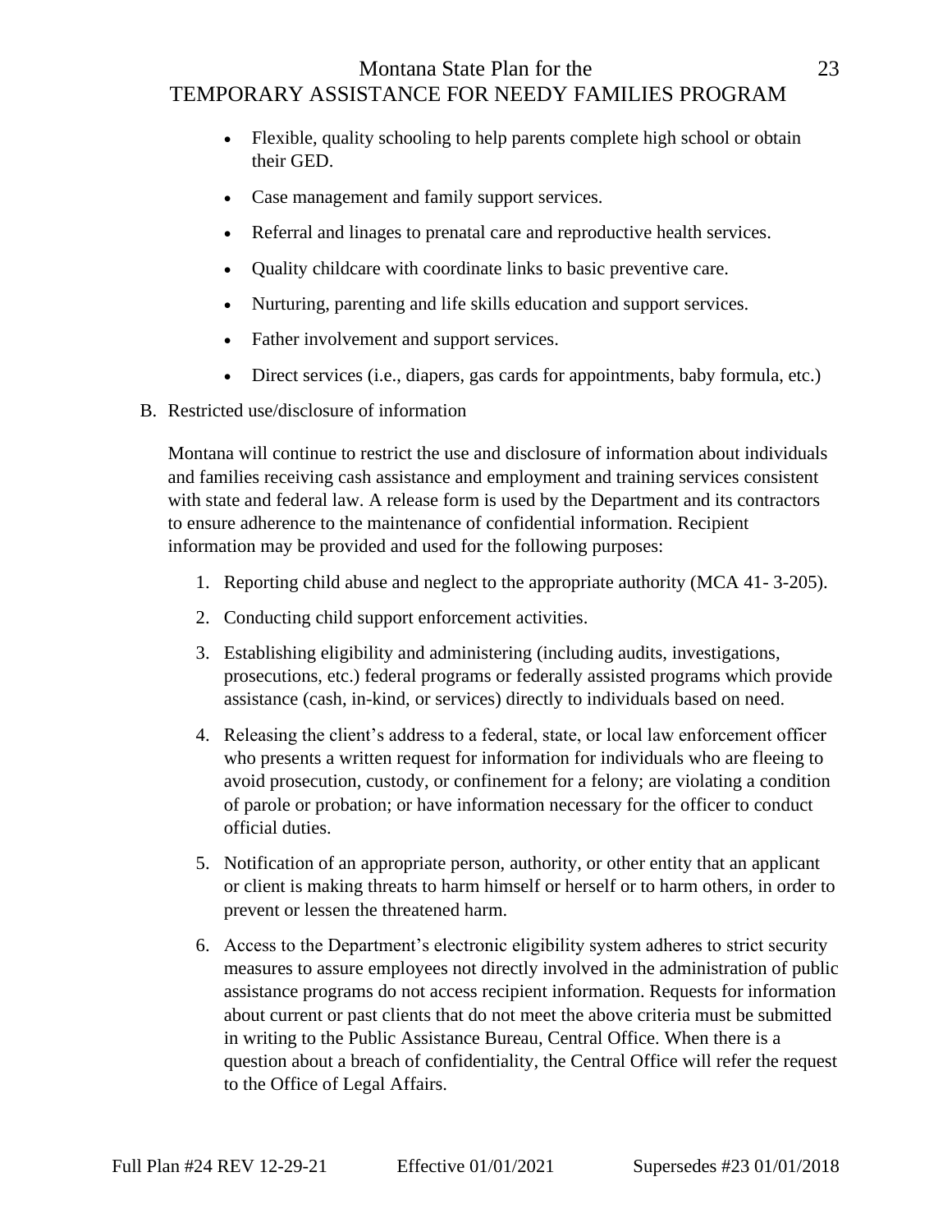- Flexible, quality schooling to help parents complete high school or obtain their GED.
- Case management and family support services.
- Referral and linages to prenatal care and reproductive health services.
- Quality childcare with coordinate links to basic preventive care.
- Nurturing, parenting and life skills education and support services.
- Father involvement and support services.
- Direct services (i.e., diapers, gas cards for appointments, baby formula, etc.)

B. Restricted use/disclosure of information

Montana will continue to restrict the use and disclosure of information about individuals and families receiving cash assistance and employment and training services consistent with state and federal law. A release form is used by the Department and its contractors to ensure adherence to the maintenance of confidential information. Recipient information may be provided and used for the following purposes:

1. Reporting child abuse and neglect to the appropriate authority (MCA 41- 3-205).
2. Conducting child support enforcement activities.
3. Establishing eligibility and administering (including audits, investigations, prosecutions, etc.) federal programs or federally assisted programs which provide assistance (cash, in-kind, or services) directly to individuals based on need.
4. Releasing the client's address to a federal, state, or local law enforcement officer who presents a written request for information for individuals who are fleeing to avoid prosecution, custody, or confinement for a felony; are violating a condition of parole or probation; or have information necessary for the officer to conduct official duties.
5. Notification of an appropriate person, authority, or other entity that an applicant or client is making threats to harm himself or herself or to harm others, in order to prevent or lessen the threatened harm.
6. Access to the Department's electronic eligibility system adheres to strict security measures to assure employees not directly involved in the administration of public assistance programs do not access recipient information. Requests for information about current or past clients that do not meet the above criteria must be submitted in writing to the Public Assistance Bureau, Central Office. When there is a question about a breach of confidentiality, the Central Office will refer the request to the Office of Legal Affairs.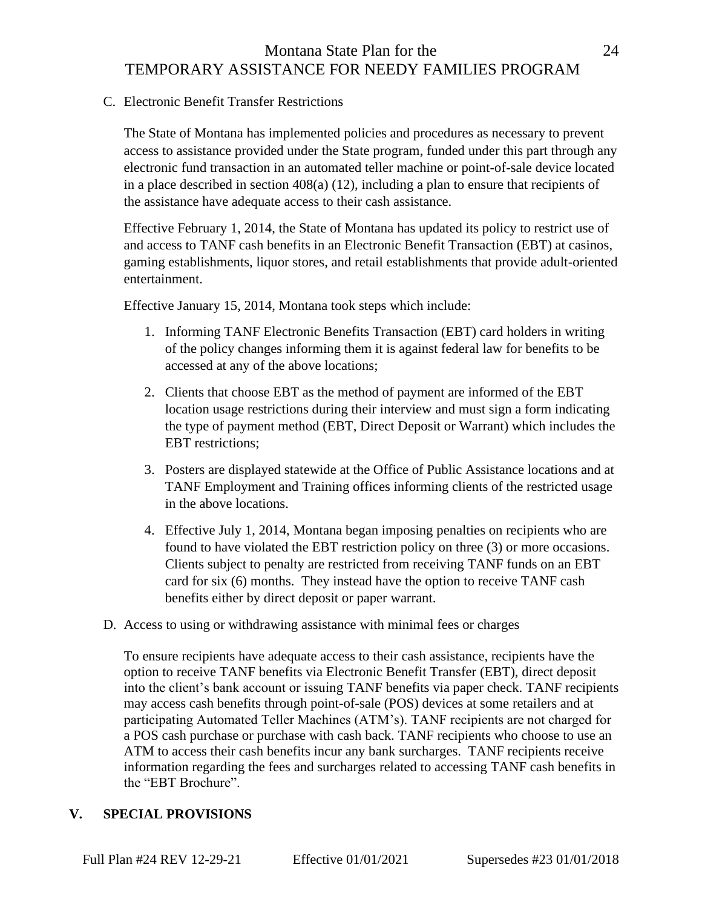C. Electronic Benefit Transfer Restrictions

The State of Montana has implemented policies and procedures as necessary to prevent access to assistance provided under the State program, funded under this part through any electronic fund transaction in an automated teller machine or point-of-sale device located in a place described in section 408(a) (12), including a plan to ensure that recipients of the assistance have adequate access to their cash assistance.

Effective February 1, 2014, the State of Montana has updated its policy to restrict use of and access to TANF cash benefits in an Electronic Benefit Transaction (EBT) at casinos, gaming establishments, liquor stores, and retail establishments that provide adult-oriented entertainment.

Effective January 15, 2014, Montana took steps which include:

1. Informing TANF Electronic Benefits Transaction (EBT) card holders in writing of the policy changes informing them it is against federal law for benefits to be accessed at any of the above locations;
2. Clients that choose EBT as the method of payment are informed of the EBT location usage restrictions during their interview and must sign a form indicating the type of payment method (EBT, Direct Deposit or Warrant) which includes the EBT restrictions;
3. Posters are displayed statewide at the Office of Public Assistance locations and at TANF Employment and Training offices informing clients of the restricted usage in the above locations.
4. Effective July 1, 2014, Montana began imposing penalties on recipients who are found to have violated the EBT restriction policy on three (3) or more occasions. Clients subject to penalty are restricted from receiving TANF funds on an EBT card for six (6) months. They instead have the option to receive TANF cash benefits either by direct deposit or paper warrant.

D. Access to using or withdrawing assistance with minimal fees or charges

To ensure recipients have adequate access to their cash assistance, recipients have the option to receive TANF benefits via Electronic Benefit Transfer (EBT), direct deposit into the client's bank account or issuing TANF benefits via paper check. TANF recipients may access cash benefits through point-of-sale (POS) devices at some retailers and at participating Automated Teller Machines (ATM's). TANF recipients are not charged for a POS cash purchase or purchase with cash back. TANF recipients who choose to use an ATM to access their cash benefits incur any bank surcharges. TANF recipients receive information regarding the fees and surcharges related to accessing TANF cash benefits in the "EBT Brochure".

## V. SPECIAL PROVISIONS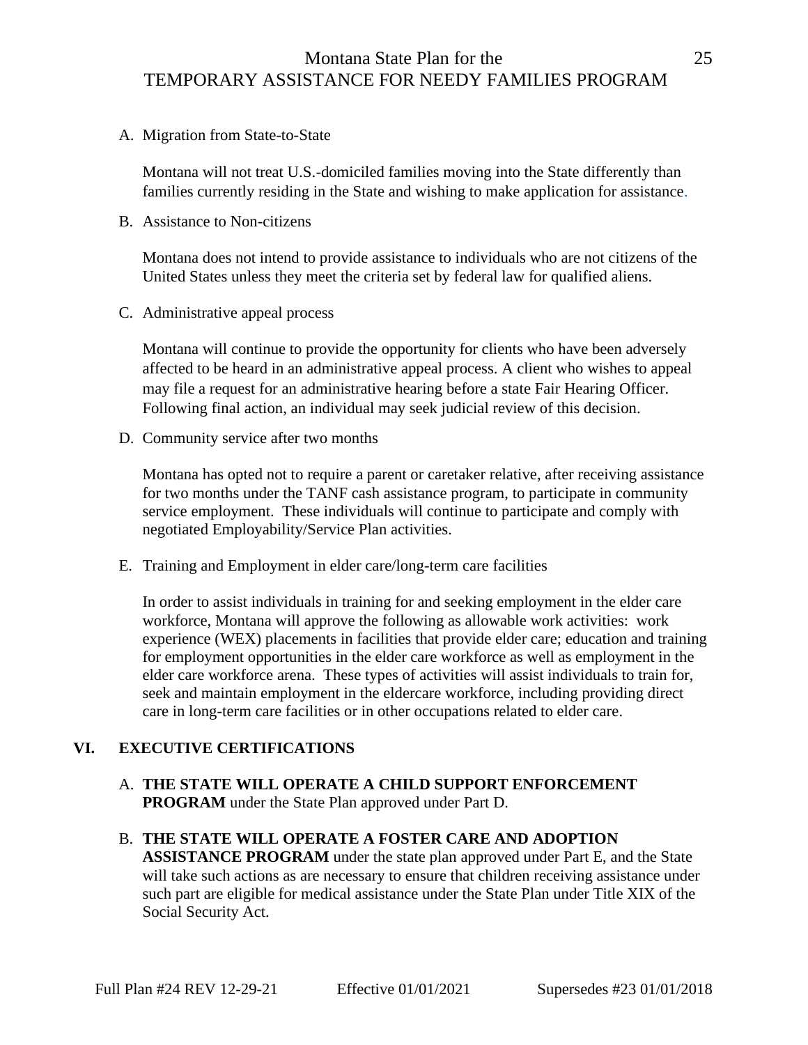A. Migration from State-to-State

Montana will not treat U.S.-domiciled families moving into the State differently than families currently residing in the State and wishing to make application for assistance.

B. Assistance to Non-citizens

Montana does not intend to provide assistance to individuals who are not citizens of the United States unless they meet the criteria set by federal law for qualified aliens.

C. Administrative appeal process

Montana will continue to provide the opportunity for clients who have been adversely affected to be heard in an administrative appeal process. A client who wishes to appeal may file a request for an administrative hearing before a state Fair Hearing Officer. Following final action, an individual may seek judicial review of this decision.

D. Community service after two months

Montana has opted not to require a parent or caretaker relative, after receiving assistance for two months under the TANF cash assistance program, to participate in community service employment. These individuals will continue to participate and comply with negotiated Employability/Service Plan activities.

E. Training and Employment in elder care/long-term care facilities

In order to assist individuals in training for and seeking employment in the elder care workforce, Montana will approve the following as allowable work activities: work experience (WEX) placements in facilities that provide elder care; education and training for employment opportunities in the elder care workforce as well as employment in the elder care workforce arena. These types of activities will assist individuals to train for, seek and maintain employment in the eldercare workforce, including providing direct care in long-term care facilities or in other occupations related to elder care.

## VI. EXECUTIVE CERTIFICATIONS

A. **THE STATE WILL OPERATE A CHILD SUPPORT ENFORCEMENT PROGRAM** under the State Plan approved under Part D.

B. **THE STATE WILL OPERATE A FOSTER CARE AND ADOPTION ASSISTANCE PROGRAM** under the state plan approved under Part E, and the State will take such actions as are necessary to ensure that children receiving assistance under such part are eligible for medical assistance under the State Plan under Title XIX of the Social Security Act.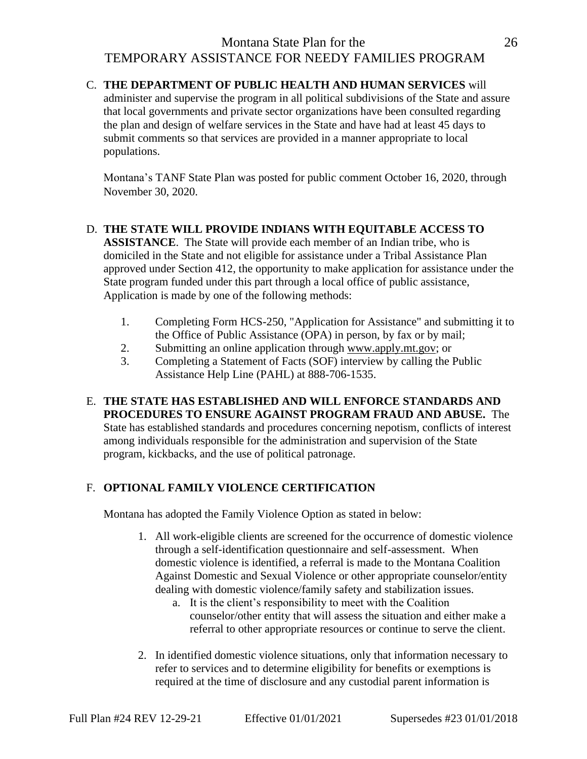C. **THE DEPARTMENT OF PUBLIC HEALTH AND HUMAN SERVICES** will administer and supervise the program in all political subdivisions of the State and assure that local governments and private sector organizations have been consulted regarding the plan and design of welfare services in the State and have had at least 45 days to submit comments so that services are provided in a manner appropriate to local populations.

   Montana's TANF State Plan was posted for public comment October 16, 2020, through November 30, 2020.

D. **THE STATE WILL PROVIDE INDIANS WITH EQUITABLE ACCESS TO ASSISTANCE**. The State will provide each member of an Indian tribe, who is domiciled in the State and not eligible for assistance under a Tribal Assistance Plan approved under Section 412, the opportunity to make application for assistance under the State program funded under this part through a local office of public assistance, Application is made by one of the following methods:

   1. Completing Form HCS-250, "Application for Assistance" and submitting it to the Office of Public Assistance (OPA) in person, by fax or by mail;
   2. Submitting an online application through www.apply.mt.gov; or
   3. Completing a Statement of Facts (SOF) interview by calling the Public Assistance Help Line (PAHL) at 888-706-1535.

E. **THE STATE HAS ESTABLISHED AND WILL ENFORCE STANDARDS AND PROCEDURES TO ENSURE AGAINST PROGRAM FRAUD AND ABUSE.** The State has established standards and procedures concerning nepotism, conflicts of interest among individuals responsible for the administration and supervision of the State program, kickbacks, and the use of political patronage.

F. **OPTIONAL FAMILY VIOLENCE CERTIFICATION**

   Montana has adopted the Family Violence Option as stated in below:

   1. All work-eligible clients are screened for the occurrence of domestic violence through a self-identification questionnaire and self-assessment. When domestic violence is identified, a referral is made to the Montana Coalition Against Domestic and Sexual Violence or other appropriate counselor/entity dealing with domestic violence/family safety and stabilization issues.
      a. It is the client's responsibility to meet with the Coalition counselor/other entity that will assess the situation and either make a referral to other appropriate resources or continue to serve the client.

   2. In identified domestic violence situations, only that information necessary to refer to services and to determine eligibility for benefits or exemptions is required at the time of disclosure and any custodial parent information is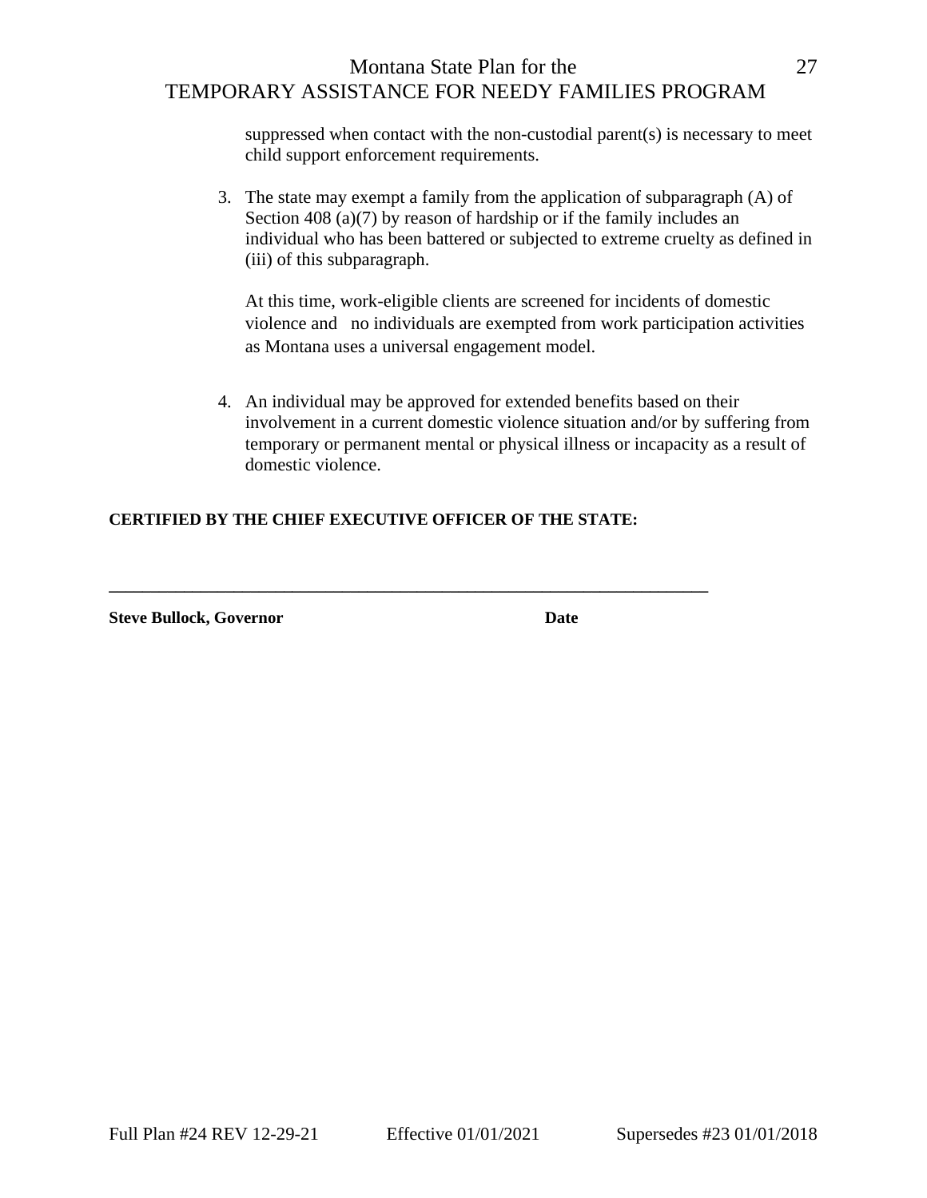suppressed when contact with the non-custodial parent(s) is necessary to meet child support enforcement requirements.

3. The state may exempt a family from the application of subparagraph (A) of Section 408 (a)(7) by reason of hardship or if the family includes an individual who has been battered or subjected to extreme cruelty as defined in (iii) of this subparagraph.

   At this time, work-eligible clients are screened for incidents of domestic violence and no individuals are exempted from work participation activities as Montana uses a universal engagement model.

4. An individual may be approved for extended benefits based on their involvement in a current domestic violence situation and/or by suffering from temporary or permanent mental or physical illness or incapacity as a result of domestic violence.

**CERTIFIED BY THE CHIEF EXECUTIVE OFFICER OF THE STATE:**

\_\_\_\_\_\_\_\_\_\_\_\_\_\_\_\_\_\_\_\_\_\_\_\_\_\_\_\_\_\_\_\_\_\_\_\_\_\_\_\_\_\_\_\_\_\_\_\_\_\_\_\_\_\_\_\_\_\_\_\_\_\_\_\_

**Steve Bullock, Governor** **Date**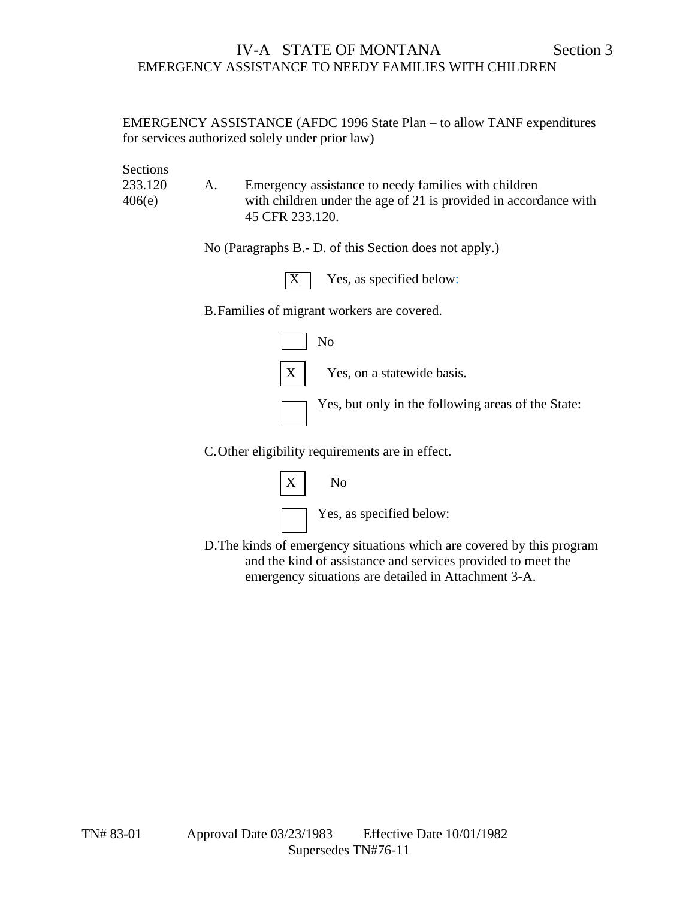# IV-A STATE OF MONTANA Section 3

## EMERGENCY ASSISTANCE TO NEEDY FAMILIES WITH CHILDREN

EMERGENCY ASSISTANCE (AFDC 1996 State Plan – to allow TANF expenditures for services authorized solely under prior law)

Sections
233.120
406(e)

A. Emergency assistance to needy families with children with children under the age of 21 is provided in accordance with 45 CFR 233.120.

No (Paragraphs B.- D. of this Section does not apply.)

[X] Yes, as specified below:

B. Families of migrant workers are covered.

[ ] No

[X] Yes, on a statewide basis.

[ ] Yes, but only in the following areas of the State:

C. Other eligibility requirements are in effect.

[X] No

[ ] Yes, as specified below:

D. The kinds of emergency situations which are covered by this program and the kind of assistance and services provided to meet the emergency situations are detailed in Attachment 3-A.

TN# 83-01 Approval Date 03/23/1983 Effective Date 10/01/1982
Supersedes TN#76-11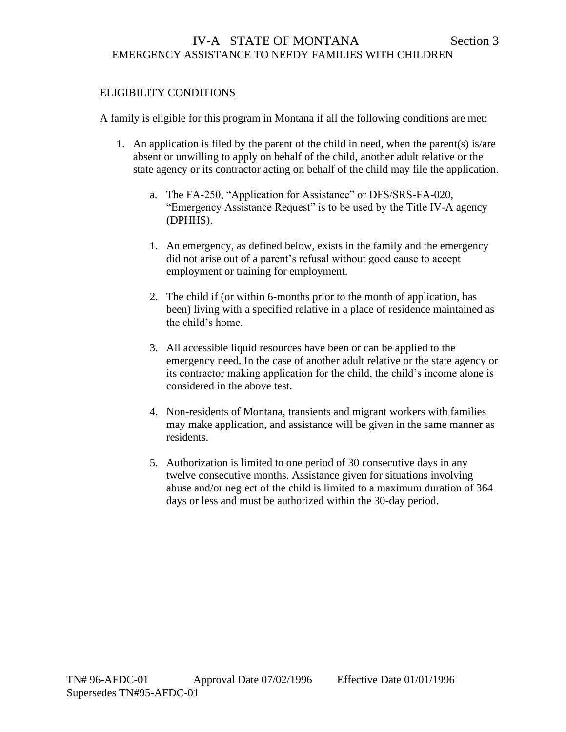# IV-A STATE OF MONTANA Section 3

## EMERGENCY ASSISTANCE TO NEEDY FAMILIES WITH CHILDREN

ELIGIBILITY CONDITIONS

A family is eligible for this program in Montana if all the following conditions are met:

1. An application is filed by the parent of the child in need, when the parent(s) is/are absent or unwilling to apply on behalf of the child, another adult relative or the state agency or its contractor acting on behalf of the child may file the application.

   a. The FA-250, "Application for Assistance" or DFS/SRS-FA-020, "Emergency Assistance Request" is to be used by the Title IV-A agency (DPHHS).

   1. An emergency, as defined below, exists in the family and the emergency did not arise out of a parent's refusal without good cause to accept employment or training for employment.

   2. The child if (or within 6-months prior to the month of application, has been) living with a specified relative in a place of residence maintained as the child's home.

   3. All accessible liquid resources have been or can be applied to the emergency need. In the case of another adult relative or the state agency or its contractor making application for the child, the child's income alone is considered in the above test.

   4. Non-residents of Montana, transients and migrant workers with families may make application, and assistance will be given in the same manner as residents.

   5. Authorization is limited to one period of 30 consecutive days in any twelve consecutive months. Assistance given for situations involving abuse and/or neglect of the child is limited to a maximum duration of 364 days or less and must be authorized within the 30-day period.

TN# 96-AFDC-01 Approval Date 07/02/1996 Effective Date 01/01/1996
Supersedes TN#95-AFDC-01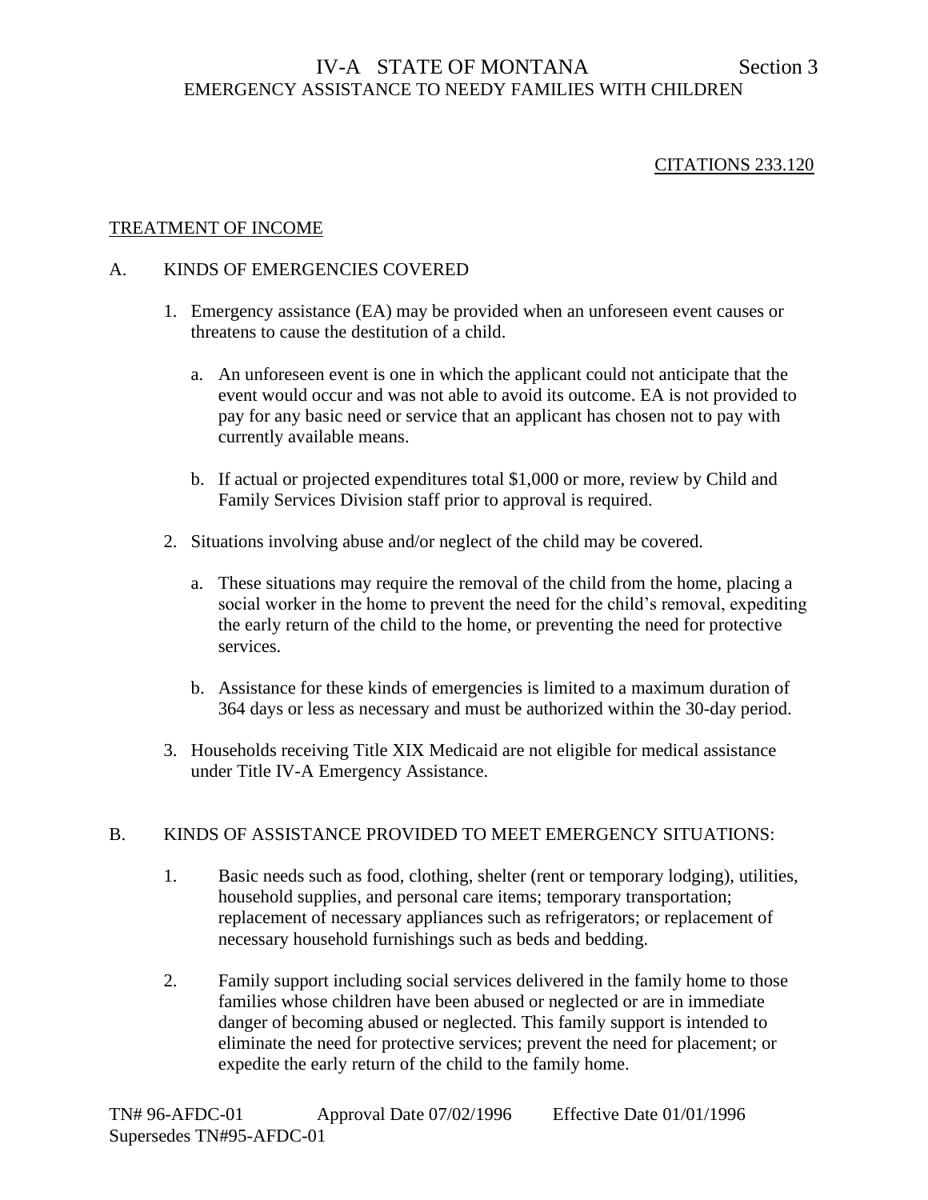IV-A STATE OF MONTANA Section 3

EMERGENCY ASSISTANCE TO NEEDY FAMILIES WITH CHILDREN

CITATIONS 233.120

TREATMENT OF INCOME

A. KINDS OF EMERGENCIES COVERED

1. Emergency assistance (EA) may be provided when an unforeseen event causes or threatens to cause the destitution of a child.

   a. An unforeseen event is one in which the applicant could not anticipate that the event would occur and was not able to avoid its outcome. EA is not provided to pay for any basic need or service that an applicant has chosen not to pay with currently available means.

   b. If actual or projected expenditures total $1,000 or more, review by Child and Family Services Division staff prior to approval is required.

2. Situations involving abuse and/or neglect of the child may be covered.

   a. These situations may require the removal of the child from the home, placing a social worker in the home to prevent the need for the child's removal, expediting the early return of the child to the home, or preventing the need for protective services.

   b. Assistance for these kinds of emergencies is limited to a maximum duration of 364 days or less as necessary and must be authorized within the 30-day period.

3. Households receiving Title XIX Medicaid are not eligible for medical assistance under Title IV-A Emergency Assistance.

B. KINDS OF ASSISTANCE PROVIDED TO MEET EMERGENCY SITUATIONS:

1. Basic needs such as food, clothing, shelter (rent or temporary lodging), utilities, household supplies, and personal care items; temporary transportation; replacement of necessary appliances such as refrigerators; or replacement of necessary household furnishings such as beds and bedding.

2. Family support including social services delivered in the family home to those families whose children have been abused or neglected or are in immediate danger of becoming abused or neglected. This family support is intended to eliminate the need for protective services; prevent the need for placement; or expedite the early return of the child to the family home.

TN# 96-AFDC-01 Approval Date 07/02/1996 Effective Date 01/01/1996
Supersedes TN#95-AFDC-01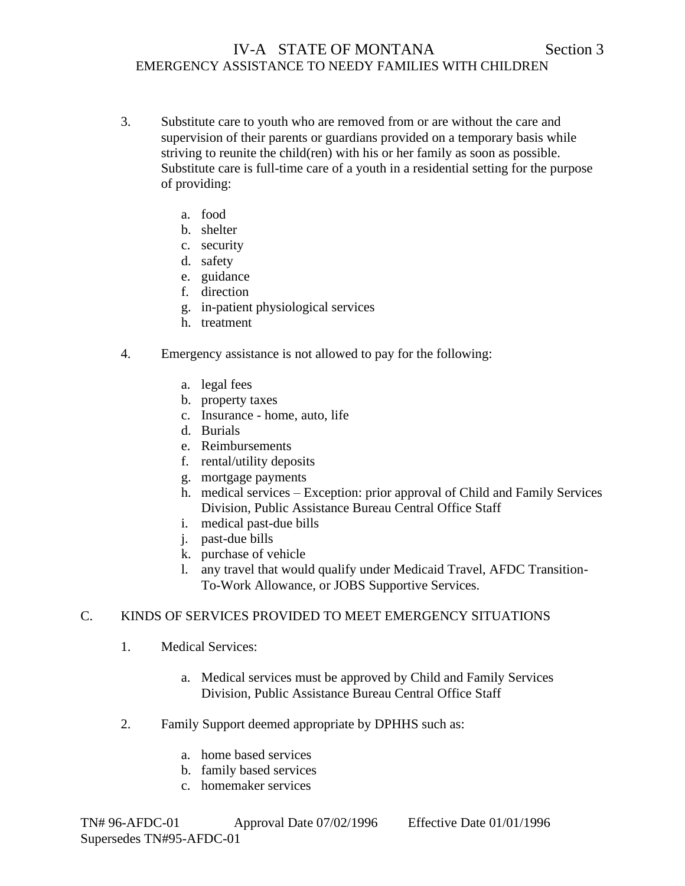3. Substitute care to youth who are removed from or are without the care and supervision of their parents or guardians provided on a temporary basis while striving to reunite the child(ren) with his or her family as soon as possible. Substitute care is full-time care of a youth in a residential setting for the purpose of providing:

   a. food
   b. shelter
   c. security
   d. safety
   e. guidance
   f. direction
   g. in-patient physiological services
   h. treatment

4. Emergency assistance is not allowed to pay for the following:

   a. legal fees
   b. property taxes
   c. Insurance - home, auto, life
   d. Burials
   e. Reimbursements
   f. rental/utility deposits
   g. mortgage payments
   h. medical services – Exception: prior approval of Child and Family Services Division, Public Assistance Bureau Central Office Staff
   i. medical past-due bills
   j. past-due bills
   k. purchase of vehicle
   l. any travel that would qualify under Medicaid Travel, AFDC Transition-To-Work Allowance, or JOBS Supportive Services.

## C. KINDS OF SERVICES PROVIDED TO MEET EMERGENCY SITUATIONS

1. Medical Services:

   a. Medical services must be approved by Child and Family Services Division, Public Assistance Bureau Central Office Staff

2. Family Support deemed appropriate by DPHHS such as:

   a. home based services
   b. family based services
   c. homemaker services

TN# 96-AFDC-01 Approval Date 07/02/1996 Effective Date 01/01/1996
Supersedes TN#95-AFDC-01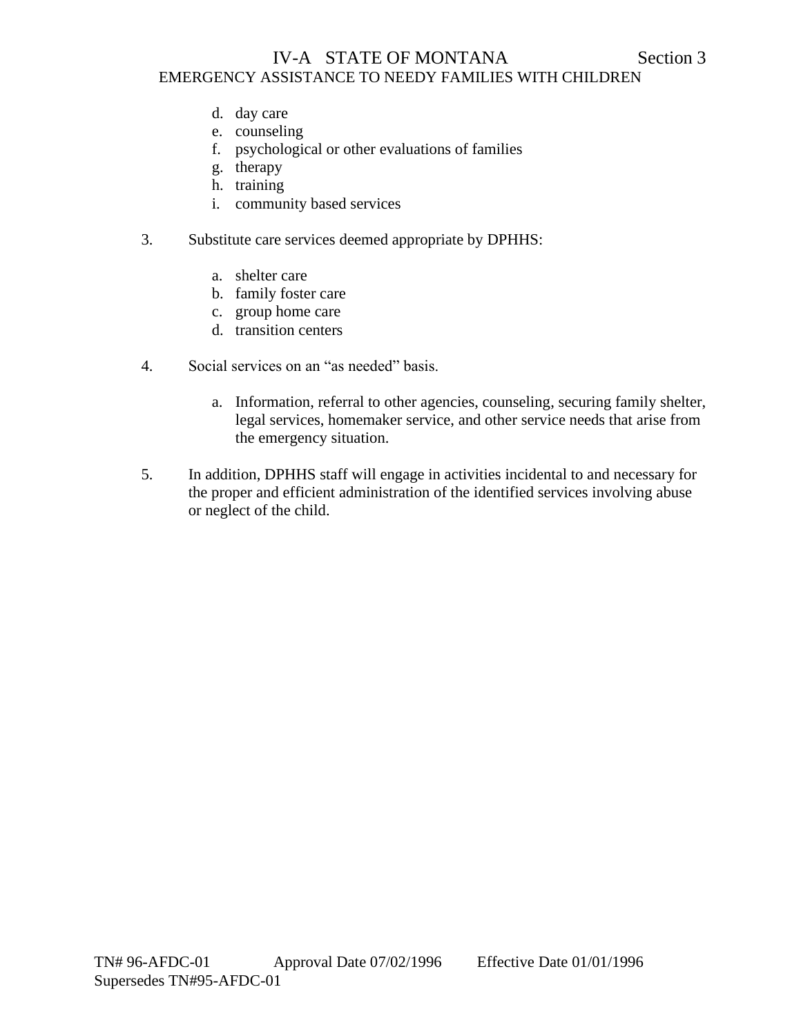d. day care
e. counseling
f. psychological or other evaluations of families
g. therapy
h. training
i. community based services

3. Substitute care services deemed appropriate by DPHHS:

   a. shelter care
   b. family foster care
   c. group home care
   d. transition centers

4. Social services on an "as needed" basis.

   a. Information, referral to other agencies, counseling, securing family shelter, legal services, homemaker service, and other service needs that arise from the emergency situation.

5. In addition, DPHHS staff will engage in activities incidental to and necessary for the proper and efficient administration of the identified services involving abuse or neglect of the child.

TN# 96-AFDC-01 Approval Date 07/02/1996 Effective Date 01/01/1996
Supersedes TN#95-AFDC-01